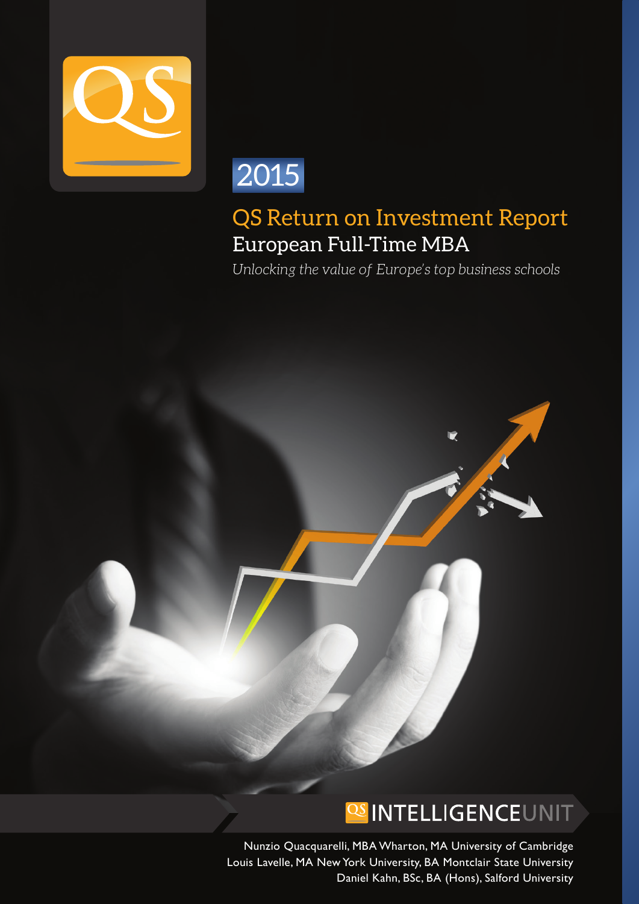2015

# QS Return on Investment Report

## European Full-Time MBA

*Unlocking the value of Europe's top business schools*

QS INTELLIGENCE UNIT

Nunzio Quacquarelli, MBA Wharton, MA University of Cambridge
Louis Lavelle, MA New York University, BA Montclair State University
Daniel Kahn, BSc, BA (Hons), Salford University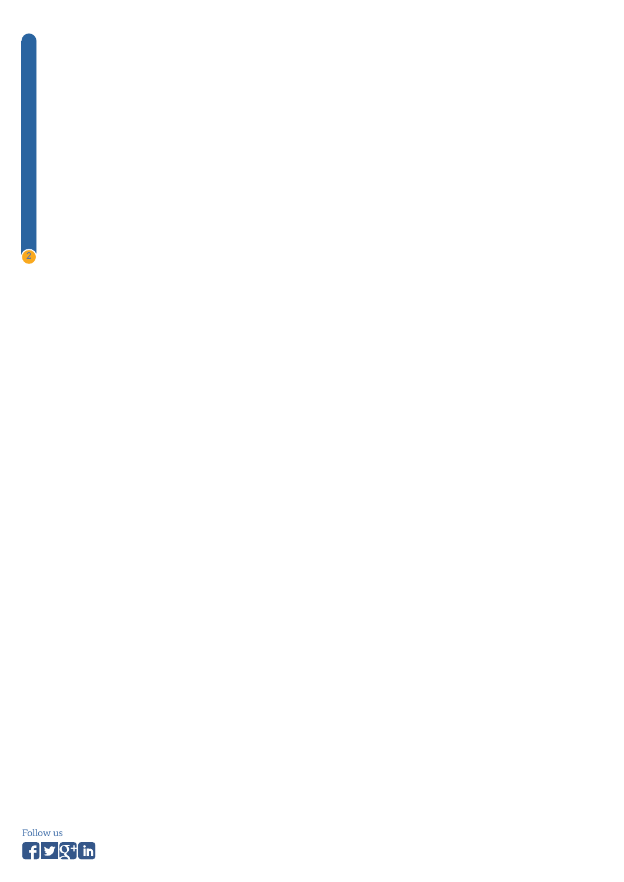Follow us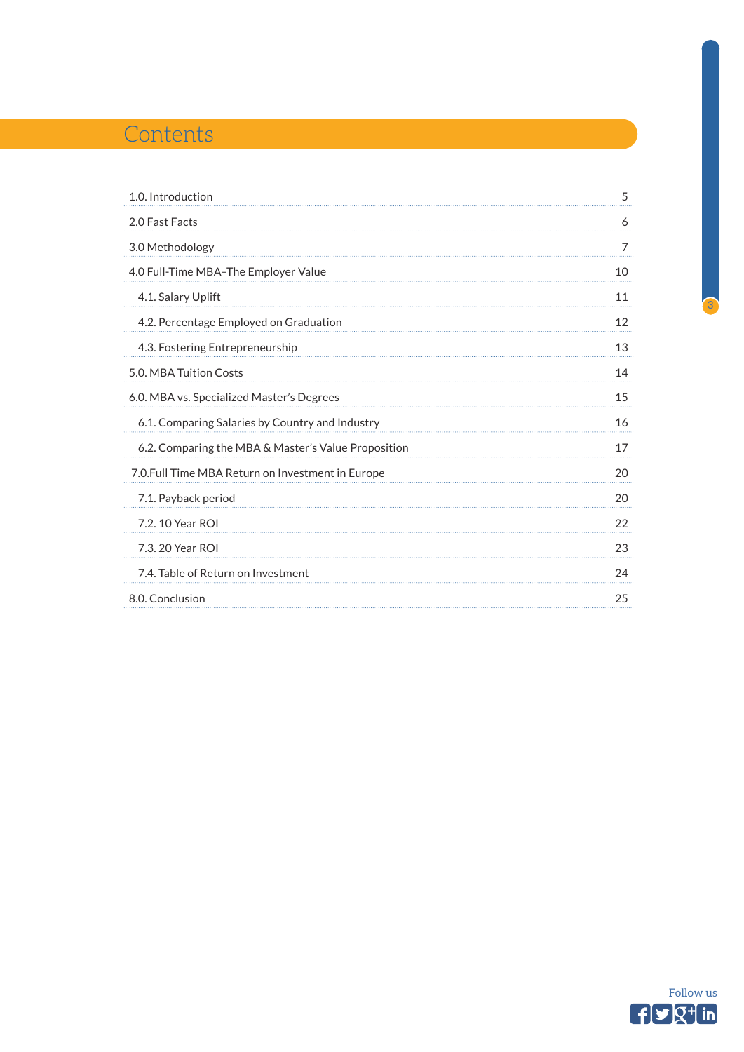# Contents

| | |
|---|---|
| 1.0. Introduction | 5 |
| 2.0 Fast Facts | 6 |
| 3.0 Methodology | 7 |
| 4.0 Full-Time MBA–The Employer Value | 10 |
| 4.1. Salary Uplift | 11 |
| 4.2. Percentage Employed on Graduation | 12 |
| 4.3. Fostering Entrepreneurship | 13 |
| 5.0. MBA Tuition Costs | 14 |
| 6.0. MBA vs. Specialized Master's Degrees | 15 |
| 6.1. Comparing Salaries by Country and Industry | 16 |
| 6.2. Comparing the MBA & Master's Value Proposition | 17 |
| 7.0.Full Time MBA Return on Investment in Europe | 20 |
| 7.1. Payback period | 20 |
| 7.2. 10 Year ROI | 22 |
| 7.3. 20 Year ROI | 23 |
| 7.4. Table of Return on Investment | 24 |
| 8.0. Conclusion | 25 |

Follow us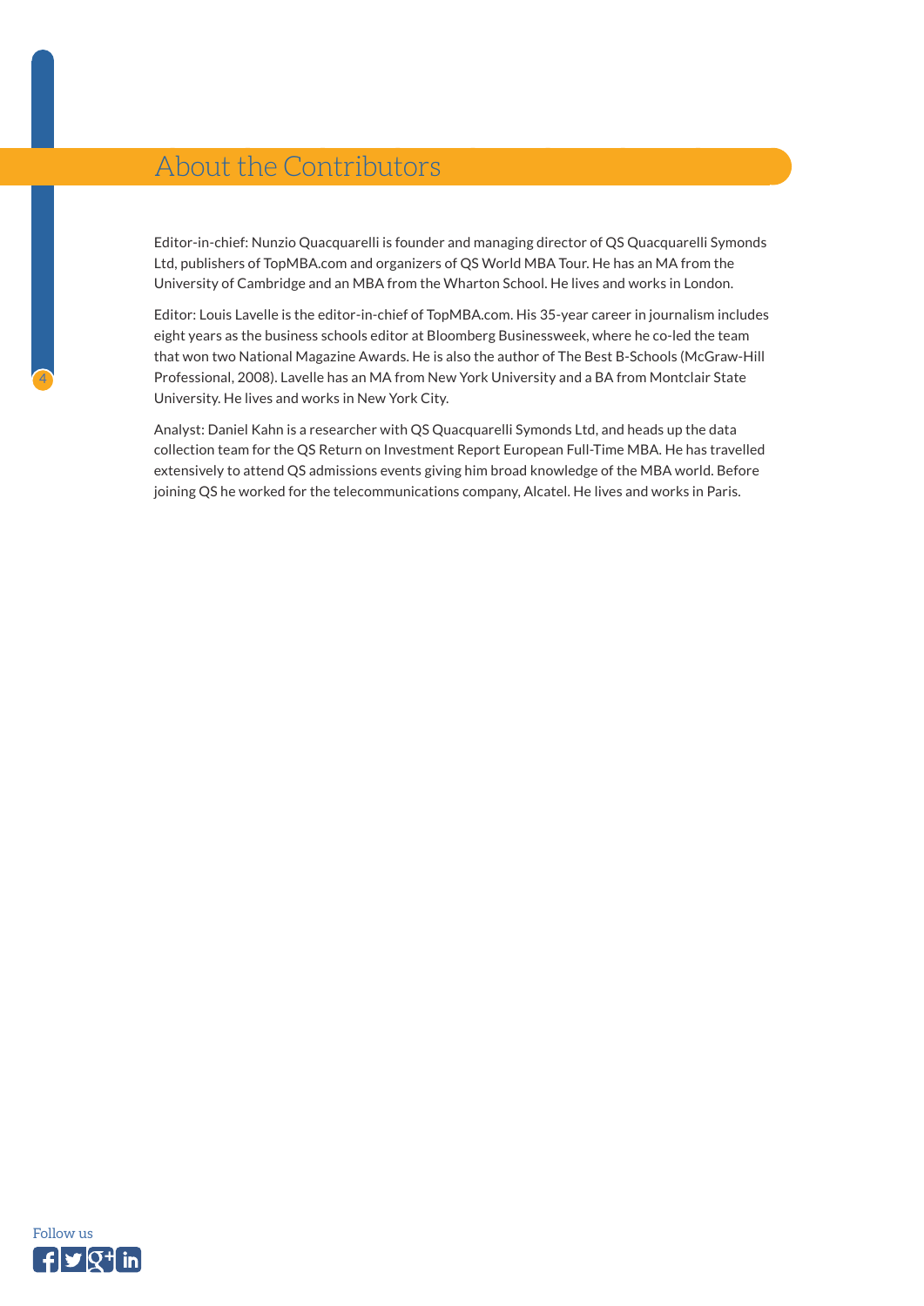# About the Contributors

Editor-in-chief: Nunzio Quacquarelli is founder and managing director of QS Quacquarelli Symonds Ltd, publishers of TopMBA.com and organizers of QS World MBA Tour. He has an MA from the University of Cambridge and an MBA from the Wharton School. He lives and works in London.

Editor: Louis Lavelle is the editor-in-chief of TopMBA.com. His 35-year career in journalism includes eight years as the business schools editor at Bloomberg Businessweek, where he co-led the team that won two National Magazine Awards. He is also the author of The Best B-Schools (McGraw-Hill Professional, 2008). Lavelle has an MA from New York University and a BA from Montclair State University. He lives and works in New York City.

Analyst: Daniel Kahn is a researcher with QS Quacquarelli Symonds Ltd, and heads up the data collection team for the QS Return on Investment Report European Full-Time MBA. He has travelled extensively to attend QS admissions events giving him broad knowledge of the MBA world. Before joining QS he worked for the telecommunications company, Alcatel. He lives and works in Paris.

Follow us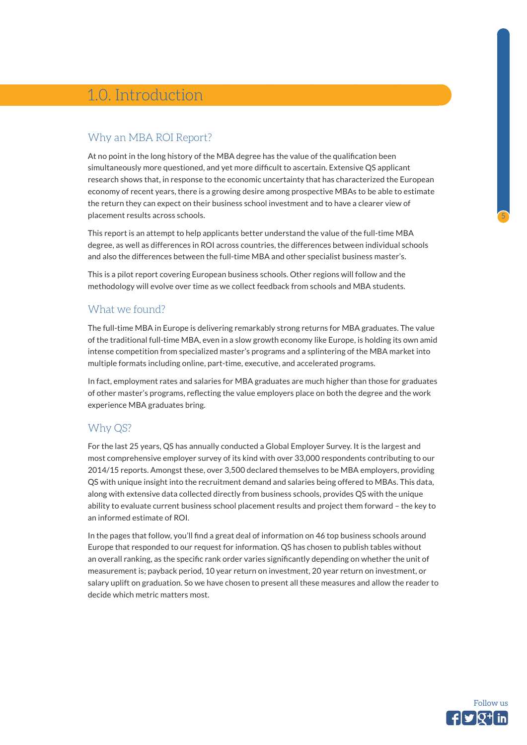# 1.0. Introduction

## Why an MBA ROI Report?

At no point in the long history of the MBA degree has the value of the qualification been simultaneously more questioned, and yet more difficult to ascertain. Extensive QS applicant research shows that, in response to the economic uncertainty that has characterized the European economy of recent years, there is a growing desire among prospective MBAs to be able to estimate the return they can expect on their business school investment and to have a clearer view of placement results across schools.

This report is an attempt to help applicants better understand the value of the full-time MBA degree, as well as differences in ROI across countries, the differences between individual schools and also the differences between the full-time MBA and other specialist business master's.

This is a pilot report covering European business schools. Other regions will follow and the methodology will evolve over time as we collect feedback from schools and MBA students.

## What we found?

The full-time MBA in Europe is delivering remarkably strong returns for MBA graduates. The value of the traditional full-time MBA, even in a slow growth economy like Europe, is holding its own amid intense competition from specialized master's programs and a splintering of the MBA market into multiple formats including online, part-time, executive, and accelerated programs.

In fact, employment rates and salaries for MBA graduates are much higher than those for graduates of other master's programs, reflecting the value employers place on both the degree and the work experience MBA graduates bring.

## Why QS?

For the last 25 years, QS has annually conducted a Global Employer Survey. It is the largest and most comprehensive employer survey of its kind with over 33,000 respondents contributing to our 2014/15 reports. Amongst these, over 3,500 declared themselves to be MBA employers, providing QS with unique insight into the recruitment demand and salaries being offered to MBAs. This data, along with extensive data collected directly from business schools, provides QS with the unique ability to evaluate current business school placement results and project them forward – the key to an informed estimate of ROI.

In the pages that follow, you'll find a great deal of information on 46 top business schools around Europe that responded to our request for information. QS has chosen to publish tables without an overall ranking, as the specific rank order varies significantly depending on whether the unit of measurement is; payback period, 10 year return on investment, 20 year return on investment, or salary uplift on graduation. So we have chosen to present all these measures and allow the reader to decide which metric matters most.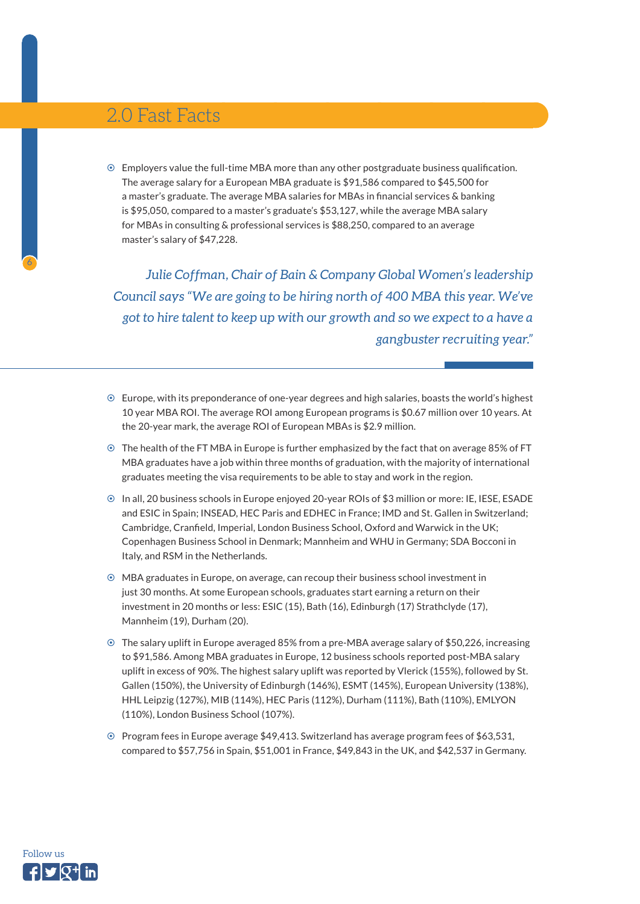## 2.0 Fast Facts

- Employers value the full-time MBA more than any other postgraduate business qualification. The average salary for a European MBA graduate is $91,586 compared to $45,500 for a master's graduate. The average MBA salaries for MBAs in financial services & banking is $95,050, compared to a master's graduate's $53,127, while the average MBA salary for MBAs in consulting & professional services is $88,250, compared to an average master's salary of $47,228.

> *Julie Coffman, Chair of Bain & Company Global Women's leadership Council says "We are going to be hiring north of 400 MBA this year. We've got to hire talent to keep up with our growth and so we expect to a have a gangbuster recruiting year."*

- Europe, with its preponderance of one-year degrees and high salaries, boasts the world's highest 10 year MBA ROI. The average ROI among European programs is $0.67 million over 10 years. At the 20-year mark, the average ROI of European MBAs is $2.9 million.
- The health of the FT MBA in Europe is further emphasized by the fact that on average 85% of FT MBA graduates have a job within three months of graduation, with the majority of international graduates meeting the visa requirements to be able to stay and work in the region.
- In all, 20 business schools in Europe enjoyed 20-year ROIs of $3 million or more: IE, IESE, ESADE and ESIC in Spain; INSEAD, HEC Paris and EDHEC in France; IMD and St. Gallen in Switzerland; Cambridge, Cranfield, Imperial, London Business School, Oxford and Warwick in the UK; Copenhagen Business School in Denmark; Mannheim and WHU in Germany; SDA Bocconi in Italy, and RSM in the Netherlands.
- MBA graduates in Europe, on average, can recoup their business school investment in just 30 months. At some European schools, graduates start earning a return on their investment in 20 months or less: ESIC (15), Bath (16), Edinburgh (17) Strathclyde (17), Mannheim (19), Durham (20).
- The salary uplift in Europe averaged 85% from a pre-MBA average salary of $50,226, increasing to $91,586. Among MBA graduates in Europe, 12 business schools reported post-MBA salary uplift in excess of 90%. The highest salary uplift was reported by Vlerick (155%), followed by St. Gallen (150%), the University of Edinburgh (146%), ESMT (145%), European University (138%), HHL Leipzig (127%), MIB (114%), HEC Paris (112%), Durham (111%), Bath (110%), EMLYON (110%), London Business School (107%).
- Program fees in Europe average $49,413. Switzerland has average program fees of $63,531, compared to $57,756 in Spain, $51,001 in France, $49,843 in the UK, and $42,537 in Germany.

Follow us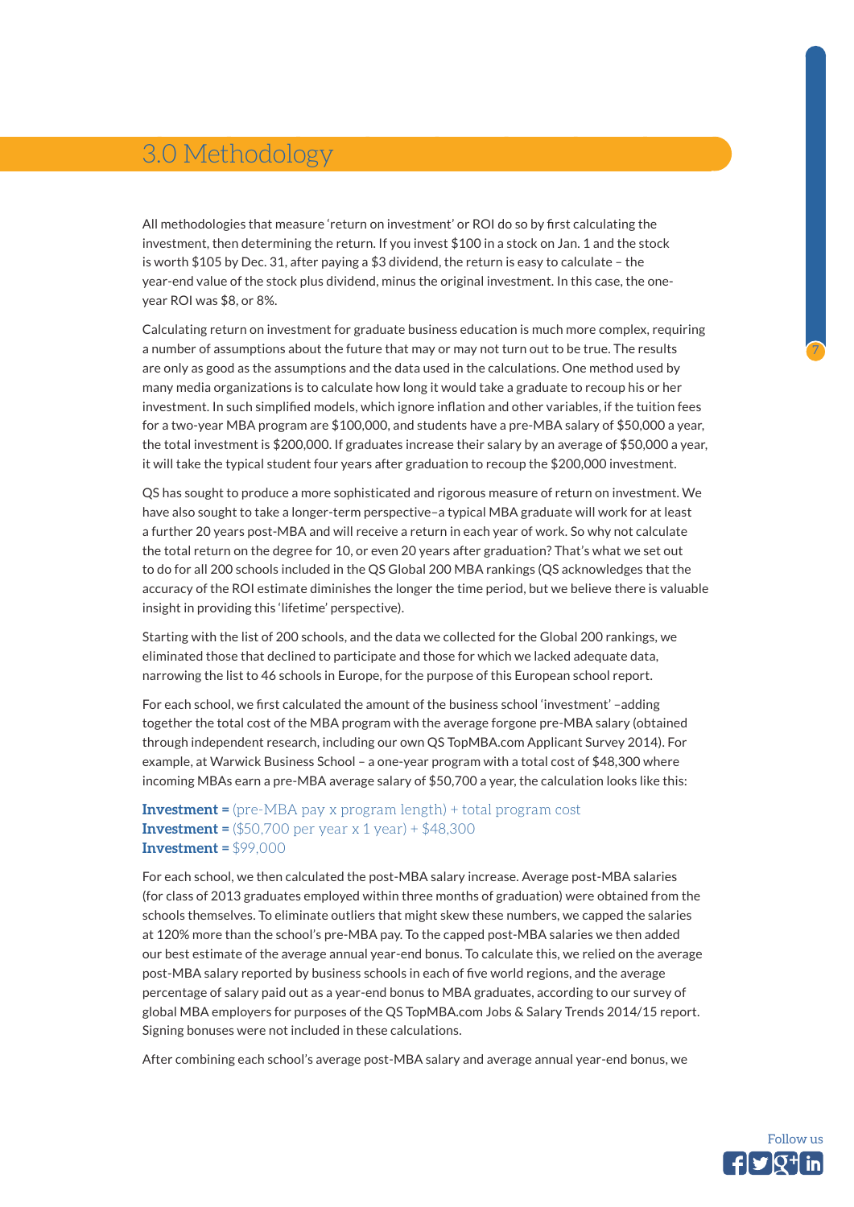# 3.0 Methodology

All methodologies that measure 'return on investment' or ROI do so by first calculating the investment, then determining the return. If you invest $100 in a stock on Jan. 1 and the stock is worth $105 by Dec. 31, after paying a $3 dividend, the return is easy to calculate – the year-end value of the stock plus dividend, minus the original investment. In this case, the one-year ROI was $8, or 8%.

Calculating return on investment for graduate business education is much more complex, requiring a number of assumptions about the future that may or may not turn out to be true. The results are only as good as the assumptions and the data used in the calculations. One method used by many media organizations is to calculate how long it would take a graduate to recoup his or her investment. In such simplified models, which ignore inflation and other variables, if the tuition fees for a two-year MBA program are $100,000, and students have a pre-MBA salary of $50,000 a year, the total investment is $200,000. If graduates increase their salary by an average of $50,000 a year, it will take the typical student four years after graduation to recoup the $200,000 investment.

QS has sought to produce a more sophisticated and rigorous measure of return on investment. We have also sought to take a longer-term perspective–a typical MBA graduate will work for at least a further 20 years post-MBA and will receive a return in each year of work. So why not calculate the total return on the degree for 10, or even 20 years after graduation? That's what we set out to do for all 200 schools included in the QS Global 200 MBA rankings (QS acknowledges that the accuracy of the ROI estimate diminishes the longer the time period, but we believe there is valuable insight in providing this 'lifetime' perspective).

Starting with the list of 200 schools, and the data we collected for the Global 200 rankings, we eliminated those that declined to participate and those for which we lacked adequate data, narrowing the list to 46 schools in Europe, for the purpose of this European school report.

For each school, we first calculated the amount of the business school 'investment' –adding together the total cost of the MBA program with the average forgone pre-MBA salary (obtained through independent research, including our own QS TopMBA.com Applicant Survey 2014). For example, at Warwick Business School – a one-year program with a total cost of $48,300 where incoming MBAs earn a pre-MBA average salary of $50,700 a year, the calculation looks like this:

**Investment =** (pre-MBA pay x program length) + total program cost
**Investment =** ($50,700 per year x 1 year) + $48,300
**Investment =** $99,000

For each school, we then calculated the post-MBA salary increase. Average post-MBA salaries (for class of 2013 graduates employed within three months of graduation) were obtained from the schools themselves. To eliminate outliers that might skew these numbers, we capped the salaries at 120% more than the school's pre-MBA pay. To the capped post-MBA salaries we then added our best estimate of the average annual year-end bonus. To calculate this, we relied on the average post-MBA salary reported by business schools in each of five world regions, and the average percentage of salary paid out as a year-end bonus to MBA graduates, according to our survey of global MBA employers for purposes of the QS TopMBA.com Jobs & Salary Trends 2014/15 report. Signing bonuses were not included in these calculations.

After combining each school's average post-MBA salary and average annual year-end bonus, we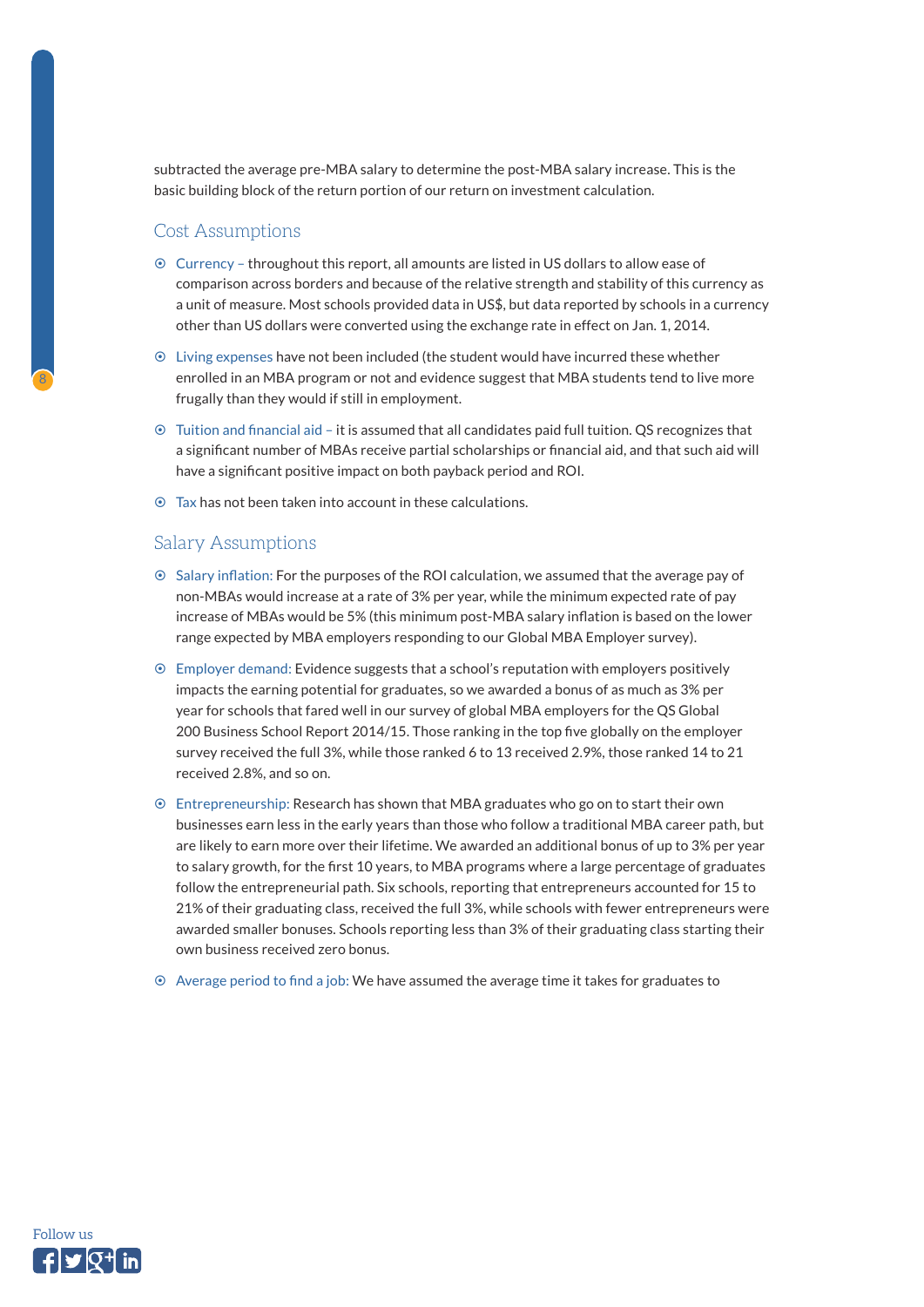subtracted the average pre-MBA salary to determine the post-MBA salary increase. This is the basic building block of the return portion of our return on investment calculation.

## Cost Assumptions

- Currency – throughout this report, all amounts are listed in US dollars to allow ease of comparison across borders and because of the relative strength and stability of this currency as a unit of measure. Most schools provided data in US$, but data reported by schools in a currency other than US dollars were converted using the exchange rate in effect on Jan. 1, 2014.
- Living expenses have not been included (the student would have incurred these whether enrolled in an MBA program or not and evidence suggest that MBA students tend to live more frugally than they would if still in employment.
- Tuition and financial aid – it is assumed that all candidates paid full tuition. QS recognizes that a significant number of MBAs receive partial scholarships or financial aid, and that such aid will have a significant positive impact on both payback period and ROI.
- Tax has not been taken into account in these calculations.

## Salary Assumptions

- Salary inflation: For the purposes of the ROI calculation, we assumed that the average pay of non-MBAs would increase at a rate of 3% per year, while the minimum expected rate of pay increase of MBAs would be 5% (this minimum post-MBA salary inflation is based on the lower range expected by MBA employers responding to our Global MBA Employer survey).
- Employer demand: Evidence suggests that a school's reputation with employers positively impacts the earning potential for graduates, so we awarded a bonus of as much as 3% per year for schools that fared well in our survey of global MBA employers for the QS Global 200 Business School Report 2014/15. Those ranking in the top five globally on the employer survey received the full 3%, while those ranked 6 to 13 received 2.9%, those ranked 14 to 21 received 2.8%, and so on.
- Entrepreneurship: Research has shown that MBA graduates who go on to start their own businesses earn less in the early years than those who follow a traditional MBA career path, but are likely to earn more over their lifetime. We awarded an additional bonus of up to 3% per year to salary growth, for the first 10 years, to MBA programs where a large percentage of graduates follow the entrepreneurial path. Six schools, reporting that entrepreneurs accounted for 15 to 21% of their graduating class, received the full 3%, while schools with fewer entrepreneurs were awarded smaller bonuses. Schools reporting less than 3% of their graduating class starting their own business received zero bonus.
- Average period to find a job: We have assumed the average time it takes for graduates to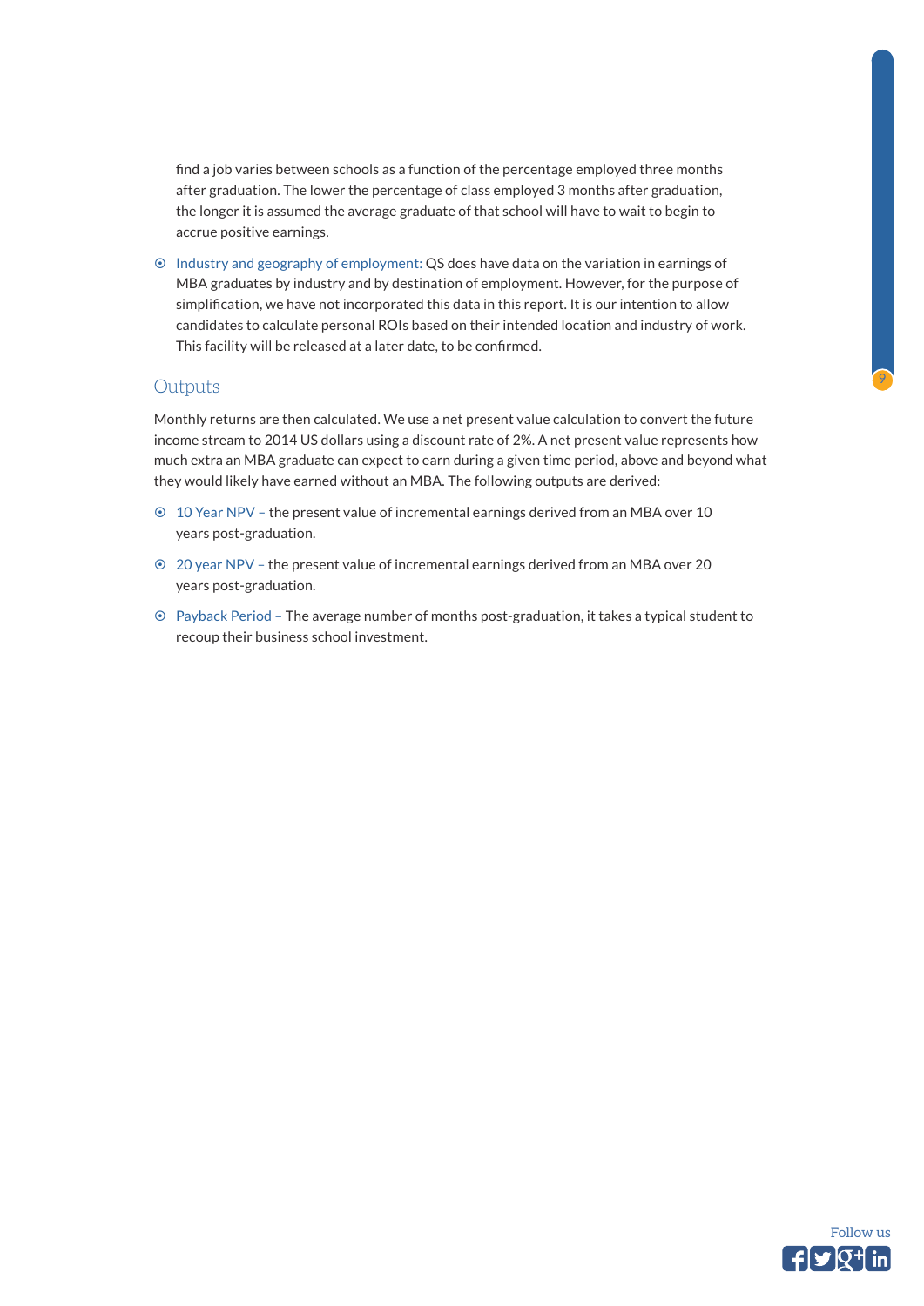find a job varies between schools as a function of the percentage employed three months after graduation. The lower the percentage of class employed 3 months after graduation, the longer it is assumed the average graduate of that school will have to wait to begin to accrue positive earnings.

- Industry and geography of employment: QS does have data on the variation in earnings of MBA graduates by industry and by destination of employment. However, for the purpose of simplification, we have not incorporated this data in this report. It is our intention to allow candidates to calculate personal ROIs based on their intended location and industry of work. This facility will be released at a later date, to be confirmed.

## Outputs

Monthly returns are then calculated. We use a net present value calculation to convert the future income stream to 2014 US dollars using a discount rate of 2%. A net present value represents how much extra an MBA graduate can expect to earn during a given time period, above and beyond what they would likely have earned without an MBA. The following outputs are derived:

- 10 Year NPV – the present value of incremental earnings derived from an MBA over 10 years post-graduation.
- 20 year NPV – the present value of incremental earnings derived from an MBA over 20 years post-graduation.
- Payback Period – The average number of months post-graduation, it takes a typical student to recoup their business school investment.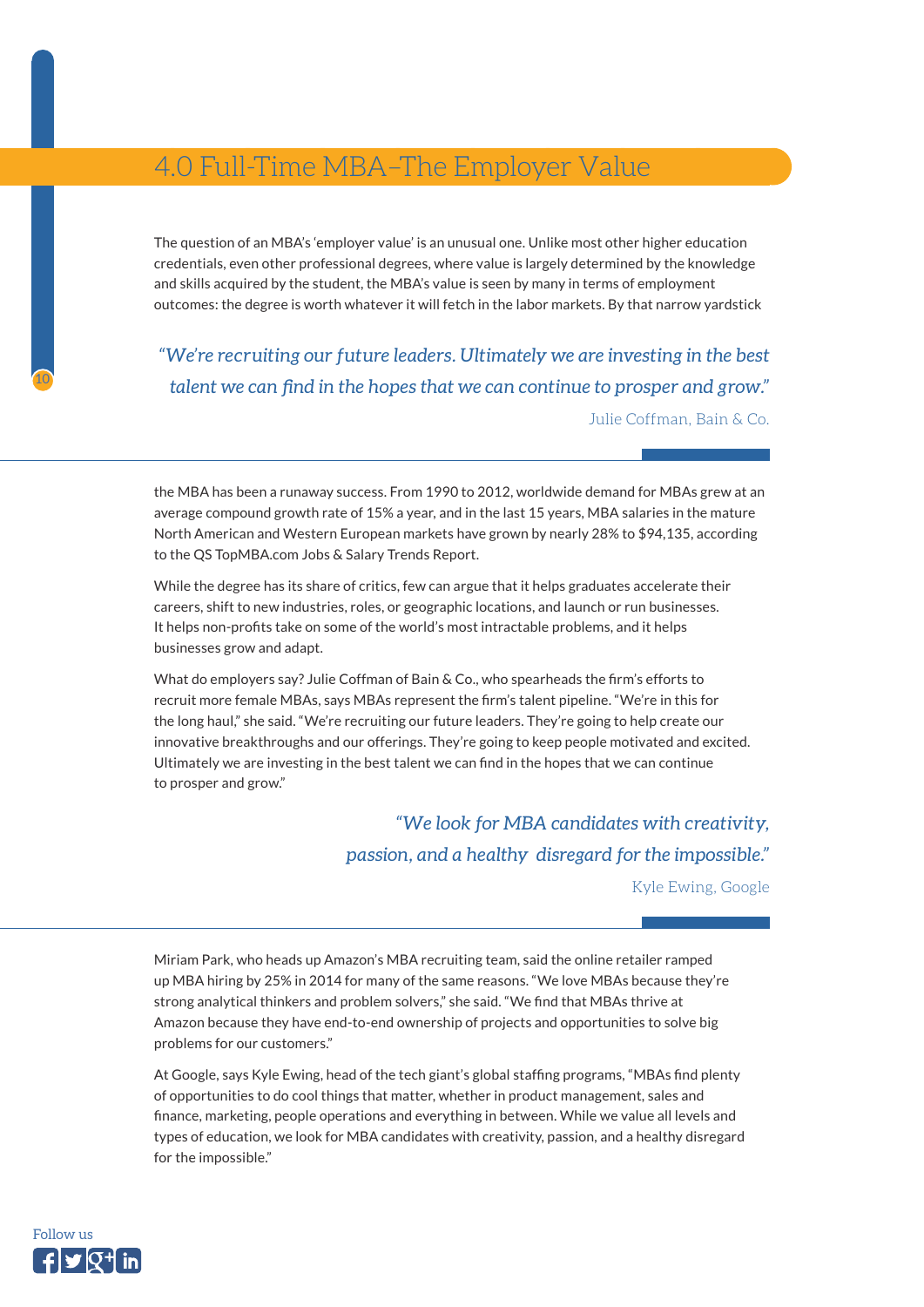# 4.0 Full-Time MBA–The Employer Value

The question of an MBA's 'employer value' is an unusual one. Unlike most other higher education credentials, even other professional degrees, where value is largely determined by the knowledge and skills acquired by the student, the MBA's value is seen by many in terms of employment outcomes: the degree is worth whatever it will fetch in the labor markets. By that narrow yardstick the MBA has been a runaway success. From 1990 to 2012, worldwide demand for MBAs grew at an average compound growth rate of 15% a year, and in the last 15 years, MBA salaries in the mature North American and Western European markets have grown by nearly 28% to $94,135, according to the QS TopMBA.com Jobs & Salary Trends Report.

> *"We're recruiting our future leaders. Ultimately we are investing in the best talent we can find in the hopes that we can continue to prosper and grow."*
>
> Julie Coffman, Bain & Co.

While the degree has its share of critics, few can argue that it helps graduates accelerate their careers, shift to new industries, roles, or geographic locations, and launch or run businesses. It helps non-profits take on some of the world's most intractable problems, and it helps businesses grow and adapt.

What do employers say? Julie Coffman of Bain & Co., who spearheads the firm's efforts to recruit more female MBAs, says MBAs represent the firm's talent pipeline. "We're in this for the long haul," she said. "We're recruiting our future leaders. They're going to help create our innovative breakthroughs and our offerings. They're going to keep people motivated and excited. Ultimately we are investing in the best talent we can find in the hopes that we can continue to prosper and grow."

> *"We look for MBA candidates with creativity, passion, and a healthy disregard for the impossible."*
>
> Kyle Ewing, Google

Miriam Park, who heads up Amazon's MBA recruiting team, said the online retailer ramped up MBA hiring by 25% in 2014 for many of the same reasons. "We love MBAs because they're strong analytical thinkers and problem solvers," she said. "We find that MBAs thrive at Amazon because they have end-to-end ownership of projects and opportunities to solve big problems for our customers."

At Google, says Kyle Ewing, head of the tech giant's global staffing programs, "MBAs find plenty of opportunities to do cool things that matter, whether in product management, sales and finance, marketing, people operations and everything in between. While we value all levels and types of education, we look for MBA candidates with creativity, passion, and a healthy disregard for the impossible."

Follow us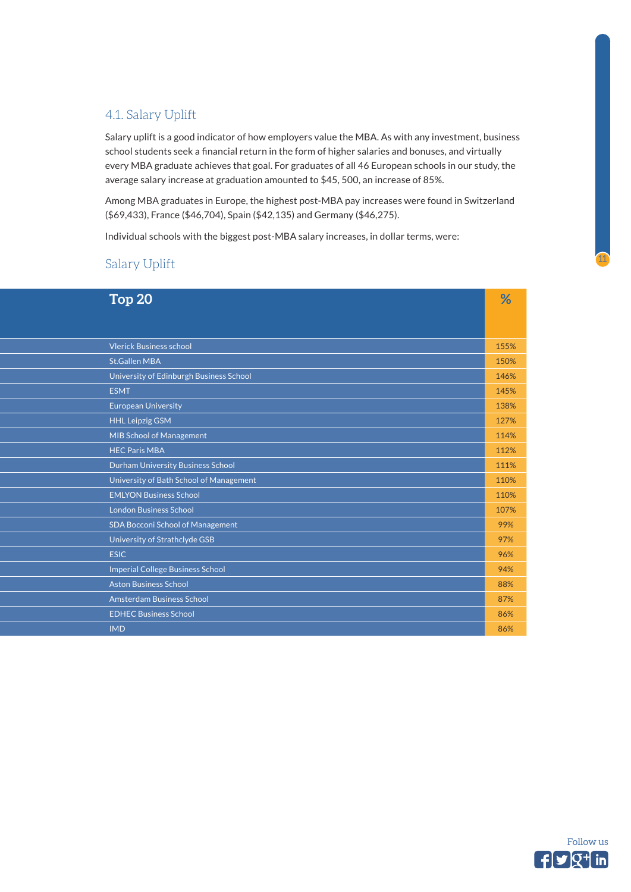## 4.1. Salary Uplift

Salary uplift is a good indicator of how employers value the MBA. As with any investment, business school students seek a financial return in the form of higher salaries and bonuses, and virtually every MBA graduate achieves that goal. For graduates of all 46 European schools in our study, the average salary increase at graduation amounted to $45, 500, an increase of 85%.

Among MBA graduates in Europe, the highest post-MBA pay increases were found in Switzerland ($69,433), France ($46,704), Spain ($42,135) and Germany ($46,275).

Individual schools with the biggest post-MBA salary increases, in dollar terms, were:

### Salary Uplift

| Top 20 | % |
|---|---|
| Vlerick Business school | 155% |
| St.Gallen MBA | 150% |
| University of Edinburgh Business School | 146% |
| ESMT | 145% |
| European University | 138% |
| HHL Leipzig GSM | 127% |
| MIB School of Management | 114% |
| HEC Paris MBA | 112% |
| Durham University Business School | 111% |
| University of Bath School of Management | 110% |
| EMLYON Business School | 110% |
| London Business School | 107% |
| SDA Bocconi School of Management | 99% |
| University of Strathclyde GSB | 97% |
| ESIC | 96% |
| Imperial College Business School | 94% |
| Aston Business School | 88% |
| Amsterdam Business School | 87% |
| EDHEC Business School | 86% |
| IMD | 86% |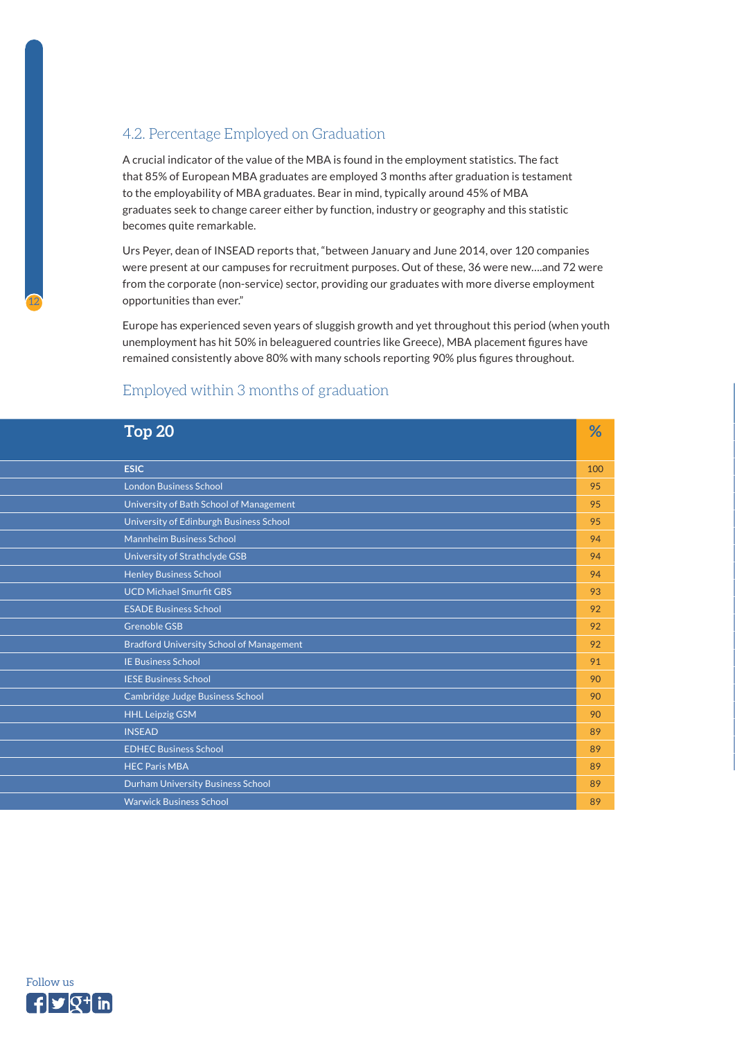## 4.2. Percentage Employed on Graduation

A crucial indicator of the value of the MBA is found in the employment statistics. The fact that 85% of European MBA graduates are employed 3 months after graduation is testament to the employability of MBA graduates. Bear in mind, typically around 45% of MBA graduates seek to change career either by function, industry or geography and this statistic becomes quite remarkable.

Urs Peyer, dean of INSEAD reports that, "between January and June 2014, over 120 companies were present at our campuses for recruitment purposes. Out of these, 36 were new....and 72 were from the corporate (non-service) sector, providing our graduates with more diverse employment opportunities than ever."

Europe has experienced seven years of sluggish growth and yet throughout this period (when youth unemployment has hit 50% in beleaguered countries like Greece), MBA placement figures have remained consistently above 80% with many schools reporting 90% plus figures throughout.

### Employed within 3 months of graduation

| Top 20 | % |
|---|---|
| **ESIC** | 100 |
| London Business School | 95 |
| University of Bath School of Management | 95 |
| University of Edinburgh Business School | 95 |
| Mannheim Business School | 94 |
| University of Strathclyde GSB | 94 |
| Henley Business School | 94 |
| UCD Michael Smurfit GBS | 93 |
| ESADE Business School | 92 |
| Grenoble GSB | 92 |
| Bradford University School of Management | 92 |
| IE Business School | 91 |
| IESE Business School | 90 |
| Cambridge Judge Business School | 90 |
| HHL Leipzig GSM | 90 |
| INSEAD | 89 |
| EDHEC Business School | 89 |
| HEC Paris MBA | 89 |
| Durham University Business School | 89 |
| Warwick Business School | 89 |

Follow us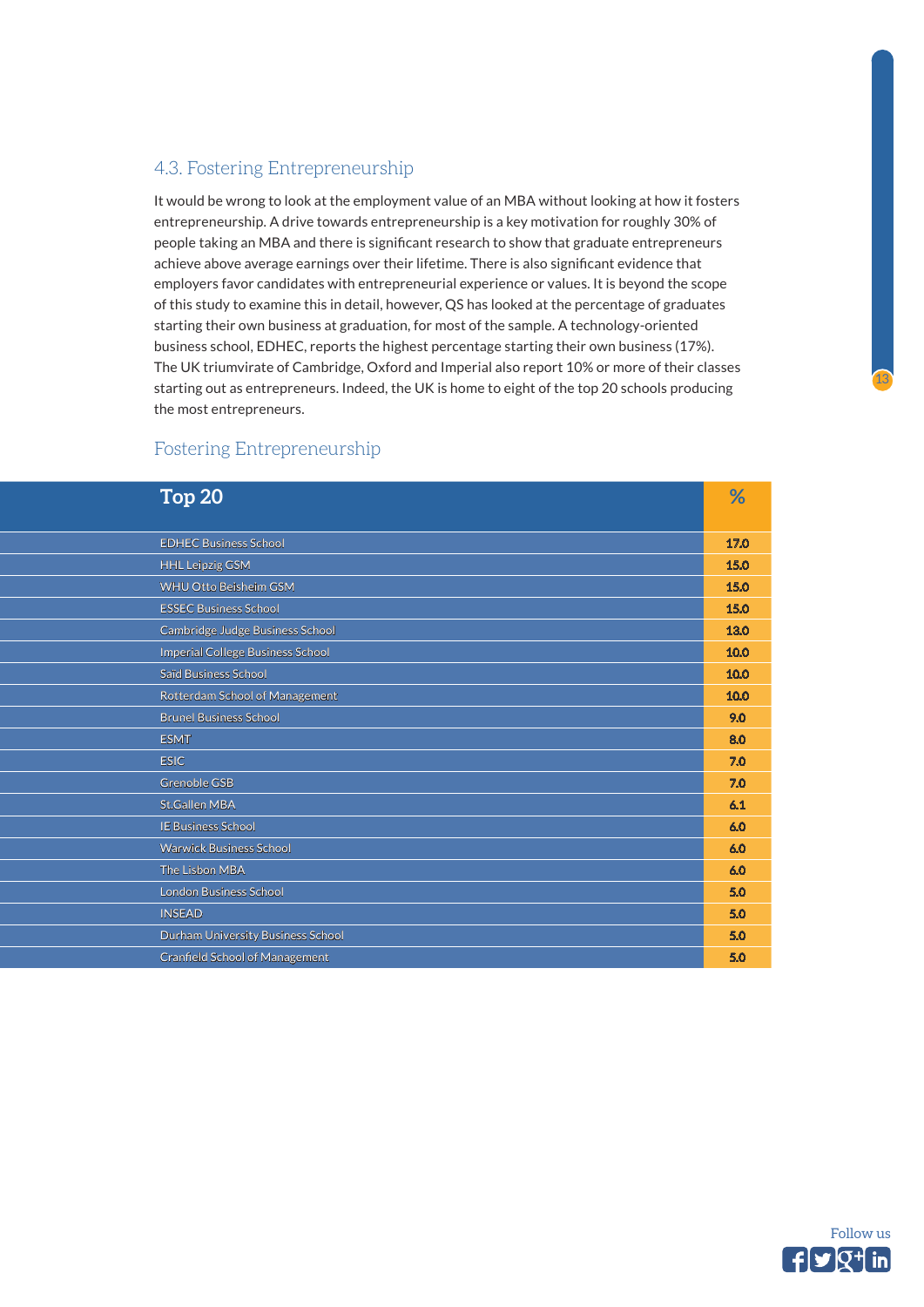## 4.3. Fostering Entrepreneurship

It would be wrong to look at the employment value of an MBA without looking at how it fosters entrepreneurship. A drive towards entrepreneurship is a key motivation for roughly 30% of people taking an MBA and there is significant research to show that graduate entrepreneurs achieve above average earnings over their lifetime. There is also significant evidence that employers favor candidates with entrepreneurial experience or values. It is beyond the scope of this study to examine this in detail, however, QS has looked at the percentage of graduates starting their own business at graduation, for most of the sample. A technology-oriented business school, EDHEC, reports the highest percentage starting their own business (17%). The UK triumvirate of Cambridge, Oxford and Imperial also report 10% or more of their classes starting out as entrepreneurs. Indeed, the UK is home to eight of the top 20 schools producing the most entrepreneurs.

### Fostering Entrepreneurship

| Top 20 | % |
|---|---|
| EDHEC Business School | 17.0 |
| HHL Leipzig GSM | 15.0 |
| WHU Otto Beisheim GSM | 15.0 |
| ESSEC Business School | 15.0 |
| Cambridge Judge Business School | 13.0 |
| Imperial College Business School | 10.0 |
| Saïd Business School | 10.0 |
| Rotterdam School of Management | 10.0 |
| Brunel Business School | 9.0 |
| ESMT | 8.0 |
| ESIC | 7.0 |
| Grenoble GSB | 7.0 |
| St.Gallen MBA | 6.1 |
| IE Business School | 6.0 |
| Warwick Business School | 6.0 |
| The Lisbon MBA | 6.0 |
| London Business School | 5.0 |
| INSEAD | 5.0 |
| Durham University Business School | 5.0 |
| Cranfield School of Management | 5.0 |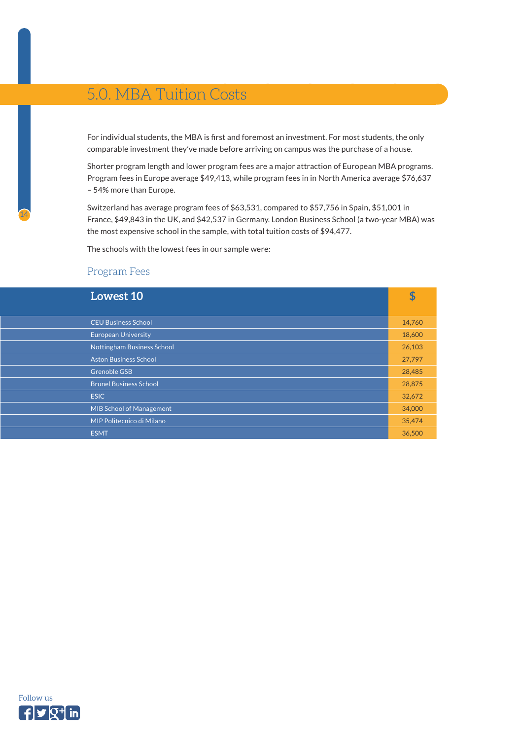# 5.0. MBA Tuition Costs

For individual students, the MBA is first and foremost an investment. For most students, the only comparable investment they've made before arriving on campus was the purchase of a house.

Shorter program length and lower program fees are a major attraction of European MBA programs. Program fees in Europe average $49,413, while program fees in in North America average $76,637 – 54% more than Europe.

Switzerland has average program fees of $63,531, compared to $57,756 in Spain, $51,001 in France, $49,843 in the UK, and $42,537 in Germany. London Business School (a two-year MBA) was the most expensive school in the sample, with total tuition costs of $94,477.

The schools with the lowest fees in our sample were:

## Program Fees

| Lowest 10 | $ |
|---|---|
| CEU Business School | 14,760 |
| European University | 18,600 |
| Nottingham Business School | 26,103 |
| Aston Business School | 27,797 |
| Grenoble GSB | 28,485 |
| Brunel Business School | 28,875 |
| ESIC | 32,672 |
| MIB School of Management | 34,000 |
| MIP Politecnico di Milano | 35,474 |
| ESMT | 36,500 |

Follow us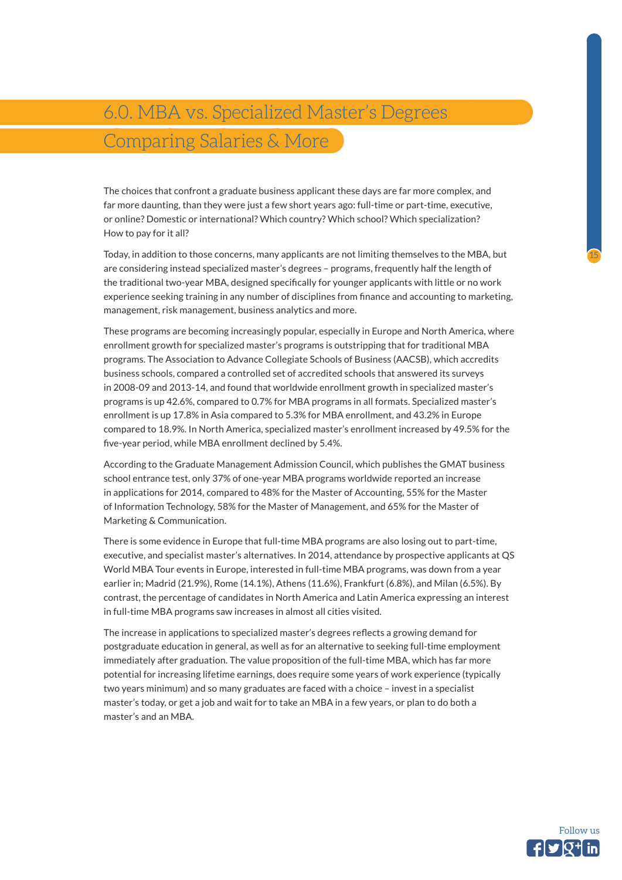# 6.0. MBA vs. Specialized Master's Degrees Comparing Salaries & More

The choices that confront a graduate business applicant these days are far more complex, and far more daunting, than they were just a few short years ago: full-time or part-time, executive, or online? Domestic or international? Which country? Which school? Which specialization? How to pay for it all?

Today, in addition to those concerns, many applicants are not limiting themselves to the MBA, but are considering instead specialized master's degrees – programs, frequently half the length of the traditional two-year MBA, designed specifically for younger applicants with little or no work experience seeking training in any number of disciplines from finance and accounting to marketing, management, risk management, business analytics and more.

These programs are becoming increasingly popular, especially in Europe and North America, where enrollment growth for specialized master's programs is outstripping that for traditional MBA programs. The Association to Advance Collegiate Schools of Business (AACSB), which accredits business schools, compared a controlled set of accredited schools that answered its surveys in 2008-09 and 2013-14, and found that worldwide enrollment growth in specialized master's programs is up 42.6%, compared to 0.7% for MBA programs in all formats. Specialized master's enrollment is up 17.8% in Asia compared to 5.3% for MBA enrollment, and 43.2% in Europe compared to 18.9%. In North America, specialized master's enrollment increased by 49.5% for the five-year period, while MBA enrollment declined by 5.4%.

According to the Graduate Management Admission Council, which publishes the GMAT business school entrance test, only 37% of one-year MBA programs worldwide reported an increase in applications for 2014, compared to 48% for the Master of Accounting, 55% for the Master of Information Technology, 58% for the Master of Management, and 65% for the Master of Marketing & Communication.

There is some evidence in Europe that full-time MBA programs are also losing out to part-time, executive, and specialist master's alternatives. In 2014, attendance by prospective applicants at QS World MBA Tour events in Europe, interested in full-time MBA programs, was down from a year earlier in; Madrid (21.9%), Rome (14.1%), Athens (11.6%), Frankfurt (6.8%), and Milan (6.5%). By contrast, the percentage of candidates in North America and Latin America expressing an interest in full-time MBA programs saw increases in almost all cities visited.

The increase in applications to specialized master's degrees reflects a growing demand for postgraduate education in general, as well as for an alternative to seeking full-time employment immediately after graduation. The value proposition of the full-time MBA, which has far more potential for increasing lifetime earnings, does require some years of work experience (typically two years minimum) and so many graduates are faced with a choice – invest in a specialist master's today, or get a job and wait for to take an MBA in a few years, or plan to do both a master's and an MBA.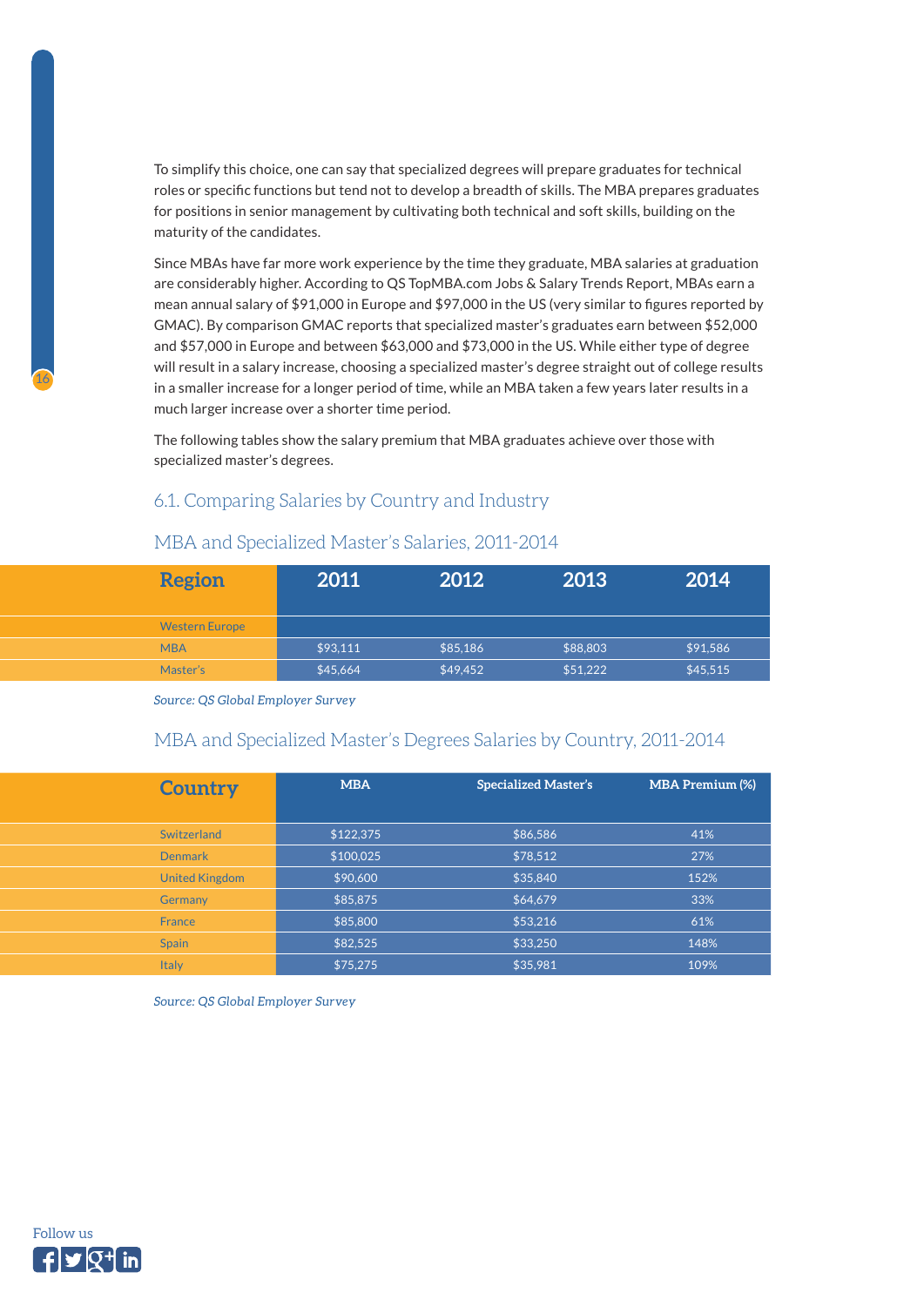To simplify this choice, one can say that specialized degrees will prepare graduates for technical roles or specific functions but tend not to develop a breadth of skills. The MBA prepares graduates for positions in senior management by cultivating both technical and soft skills, building on the maturity of the candidates.

Since MBAs have far more work experience by the time they graduate, MBA salaries at graduation are considerably higher. According to QS TopMBA.com Jobs & Salary Trends Report, MBAs earn a mean annual salary of $91,000 in Europe and $97,000 in the US (very similar to figures reported by GMAC). By comparison GMAC reports that specialized master's graduates earn between $52,000 and $57,000 in Europe and between $63,000 and $73,000 in the US. While either type of degree will result in a salary increase, choosing a specialized master's degree straight out of college results in a smaller increase for a longer period of time, while an MBA taken a few years later results in a much larger increase over a shorter time period.

The following tables show the salary premium that MBA graduates achieve over those with specialized master's degrees.

## 6.1. Comparing Salaries by Country and Industry

### MBA and Specialized Master's Salaries, 2011-2014

| Region | 2011 | 2012 | 2013 | 2014 |
|---|---|---|---|---|
| Western Europe | | | | |
| MBA | $93,111 | $85,186 | $88,803 | $91,586 |
| Master's | $45,664 | $49,452 | $51,222 | $45,515 |

*Source: QS Global Employer Survey*

### MBA and Specialized Master's Degrees Salaries by Country, 2011-2014

| Country | MBA | Specialized Master's | MBA Premium (%) |
|---|---|---|---|
| Switzerland | $122,375 | $86,586 | 41% |
| Denmark | $100,025 | $78,512 | 27% |
| United Kingdom | $90,600 | $35,840 | 152% |
| Germany | $85,875 | $64,679 | 33% |
| France | $85,800 | $53,216 | 61% |
| Spain | $82,525 | $33,250 | 148% |
| Italy | $75,275 | $35,981 | 109% |

*Source: QS Global Employer Survey*

Follow us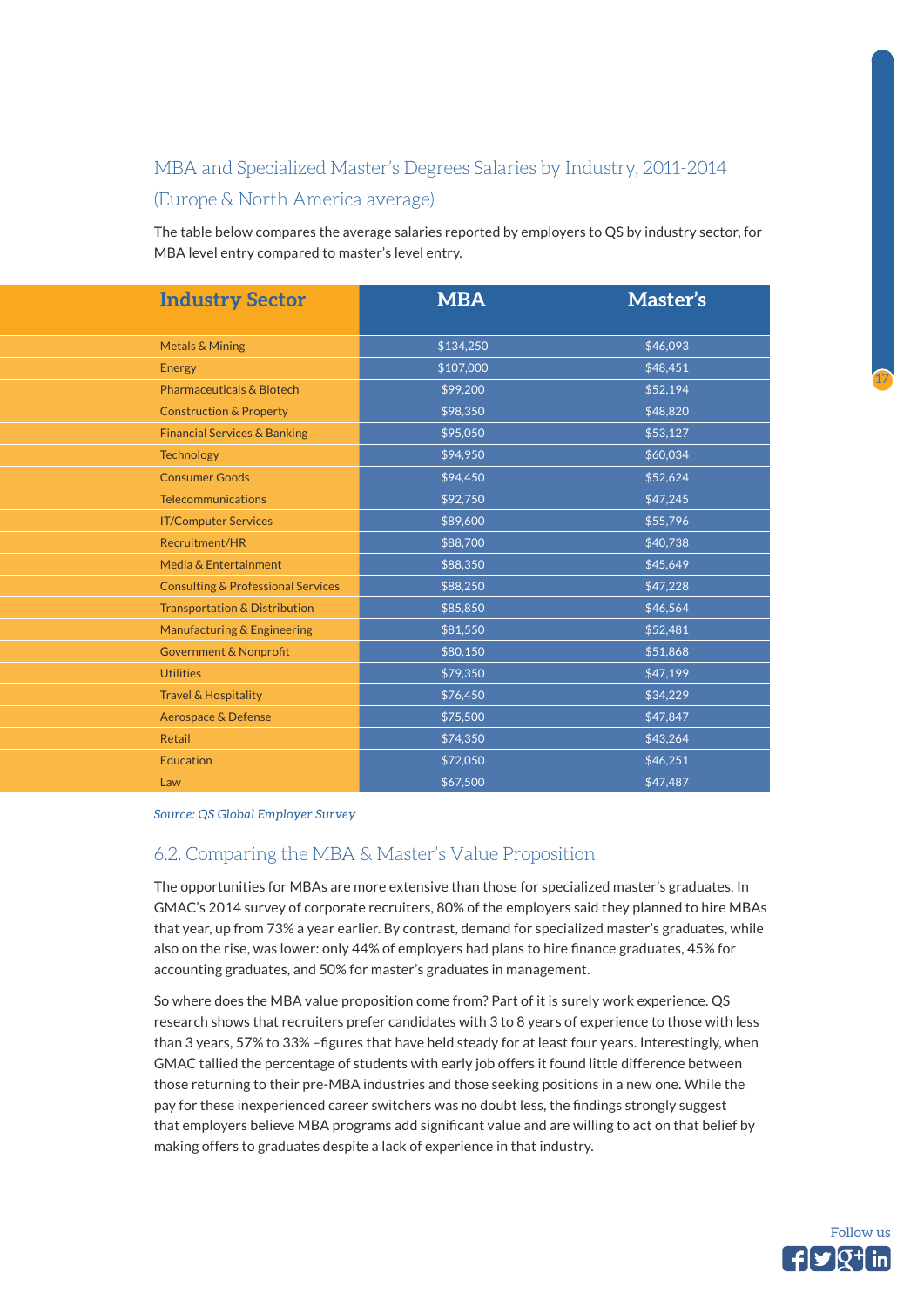## MBA and Specialized Master's Degrees Salaries by Industry, 2011-2014 (Europe & North America average)

The table below compares the average salaries reported by employers to QS by industry sector, for MBA level entry compared to master's level entry.

| Industry Sector | MBA | Master's |
|---|---|---|
| Metals & Mining | $134,250 | $46,093 |
| Energy | $107,000 | $48,451 |
| Pharmaceuticals & Biotech | $99,200 | $52,194 |
| Construction & Property | $98,350 | $48,820 |
| Financial Services & Banking | $95,050 | $53,127 |
| Technology | $94,950 | $60,034 |
| Consumer Goods | $94,450 | $52,624 |
| Telecommunications | $92,750 | $47,245 |
| IT/Computer Services | $89,600 | $55,796 |
| Recruitment/HR | $88,700 | $40,738 |
| Media & Entertainment | $88,350 | $45,649 |
| Consulting & Professional Services | $88,250 | $47,228 |
| Transportation & Distribution | $85,850 | $46,564 |
| Manufacturing & Engineering | $81,550 | $52,481 |
| Government & Nonprofit | $80,150 | $51,868 |
| Utilities | $79,350 | $47,199 |
| Travel & Hospitality | $76,450 | $34,229 |
| Aerospace & Defense | $75,500 | $47,847 |
| Retail | $74,350 | $43,264 |
| Education | $72,050 | $46,251 |
| Law | $67,500 | $47,487 |

*Source: QS Global Employer Survey*

## 6.2. Comparing the MBA & Master's Value Proposition

The opportunities for MBAs are more extensive than those for specialized master's graduates. In GMAC's 2014 survey of corporate recruiters, 80% of the employers said they planned to hire MBAs that year, up from 73% a year earlier. By contrast, demand for specialized master's graduates, while also on the rise, was lower: only 44% of employers had plans to hire finance graduates, 45% for accounting graduates, and 50% for master's graduates in management.

So where does the MBA value proposition come from? Part of it is surely work experience. QS research shows that recruiters prefer candidates with 3 to 8 years of experience to those with less than 3 years, 57% to 33% –figures that have held steady for at least four years. Interestingly, when GMAC tallied the percentage of students with early job offers it found little difference between those returning to their pre-MBA industries and those seeking positions in a new one. While the pay for these inexperienced career switchers was no doubt less, the findings strongly suggest that employers believe MBA programs add significant value and are willing to act on that belief by making offers to graduates despite a lack of experience in that industry.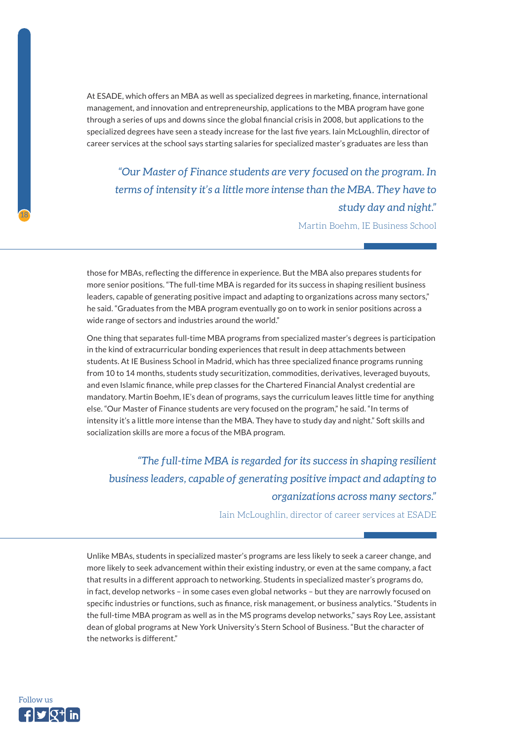At ESADE, which offers an MBA as well as specialized degrees in marketing, finance, international management, and innovation and entrepreneurship, applications to the MBA program have gone through a series of ups and downs since the global financial crisis in 2008, but applications to the specialized degrees have seen a steady increase for the last five years. Iain McLoughlin, director of career services at the school says starting salaries for specialized master's graduates are less than

> *"Our Master of Finance students are very focused on the program. In terms of intensity it's a little more intense than the MBA. They have to study day and night."*
>
> Martin Boehm, IE Business School

those for MBAs, reflecting the difference in experience. But the MBA also prepares students for more senior positions. "The full-time MBA is regarded for its success in shaping resilient business leaders, capable of generating positive impact and adapting to organizations across many sectors," he said. "Graduates from the MBA program eventually go on to work in senior positions across a wide range of sectors and industries around the world."

One thing that separates full-time MBA programs from specialized master's degrees is participation in the kind of extracurricular bonding experiences that result in deep attachments between students. At IE Business School in Madrid, which has three specialized finance programs running from 10 to 14 months, students study securitization, commodities, derivatives, leveraged buyouts, and even Islamic finance, while prep classes for the Chartered Financial Analyst credential are mandatory. Martin Boehm, IE's dean of programs, says the curriculum leaves little time for anything else. "Our Master of Finance students are very focused on the program," he said. "In terms of intensity it's a little more intense than the MBA. They have to study day and night." Soft skills and socialization skills are more a focus of the MBA program.

> *"The full-time MBA is regarded for its success in shaping resilient business leaders, capable of generating positive impact and adapting to organizations across many sectors."*
>
> Iain McLoughlin, director of career services at ESADE

Unlike MBAs, students in specialized master's programs are less likely to seek a career change, and more likely to seek advancement within their existing industry, or even at the same company, a fact that results in a different approach to networking. Students in specialized master's programs do, in fact, develop networks – in some cases even global networks – but they are narrowly focused on specific industries or functions, such as finance, risk management, or business analytics. "Students in the full-time MBA program as well as in the MS programs develop networks," says Roy Lee, assistant dean of global programs at New York University's Stern School of Business. "But the character of the networks is different."

Follow us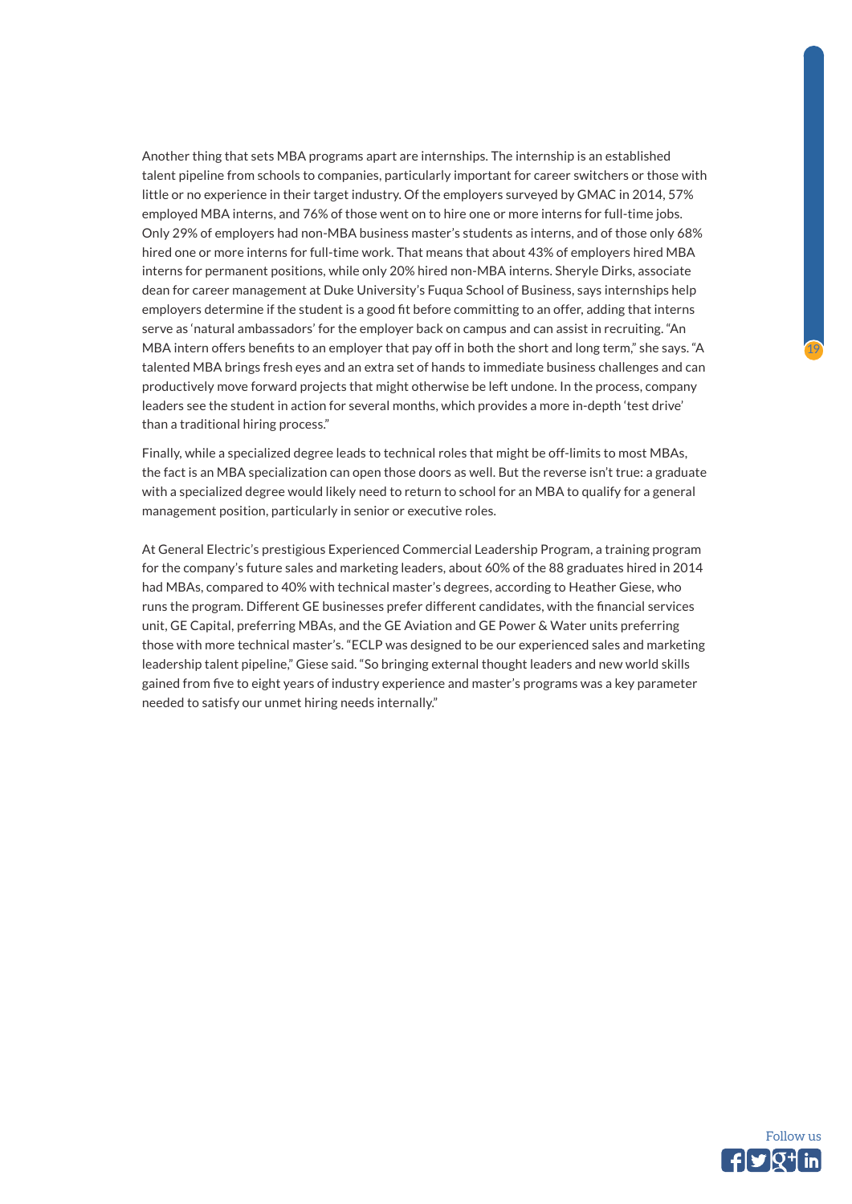Another thing that sets MBA programs apart are internships. The internship is an established talent pipeline from schools to companies, particularly important for career switchers or those with little or no experience in their target industry. Of the employers surveyed by GMAC in 2014, 57% employed MBA interns, and 76% of those went on to hire one or more interns for full-time jobs. Only 29% of employers had non-MBA business master's students as interns, and of those only 68% hired one or more interns for full-time work. That means that about 43% of employers hired MBA interns for permanent positions, while only 20% hired non-MBA interns. Sheryle Dirks, associate dean for career management at Duke University's Fuqua School of Business, says internships help employers determine if the student is a good fit before committing to an offer, adding that interns serve as 'natural ambassadors' for the employer back on campus and can assist in recruiting. "An MBA intern offers benefits to an employer that pay off in both the short and long term," she says. "A talented MBA brings fresh eyes and an extra set of hands to immediate business challenges and can productively move forward projects that might otherwise be left undone. In the process, company leaders see the student in action for several months, which provides a more in-depth 'test drive' than a traditional hiring process."

Finally, while a specialized degree leads to technical roles that might be off-limits to most MBAs, the fact is an MBA specialization can open those doors as well. But the reverse isn't true: a graduate with a specialized degree would likely need to return to school for an MBA to qualify for a general management position, particularly in senior or executive roles.

At General Electric's prestigious Experienced Commercial Leadership Program, a training program for the company's future sales and marketing leaders, about 60% of the 88 graduates hired in 2014 had MBAs, compared to 40% with technical master's degrees, according to Heather Giese, who runs the program. Different GE businesses prefer different candidates, with the financial services unit, GE Capital, preferring MBAs, and the GE Aviation and GE Power & Water units preferring those with more technical master's. "ECLP was designed to be our experienced sales and marketing leadership talent pipeline," Giese said. "So bringing external thought leaders and new world skills gained from five to eight years of industry experience and master's programs was a key parameter needed to satisfy our unmet hiring needs internally."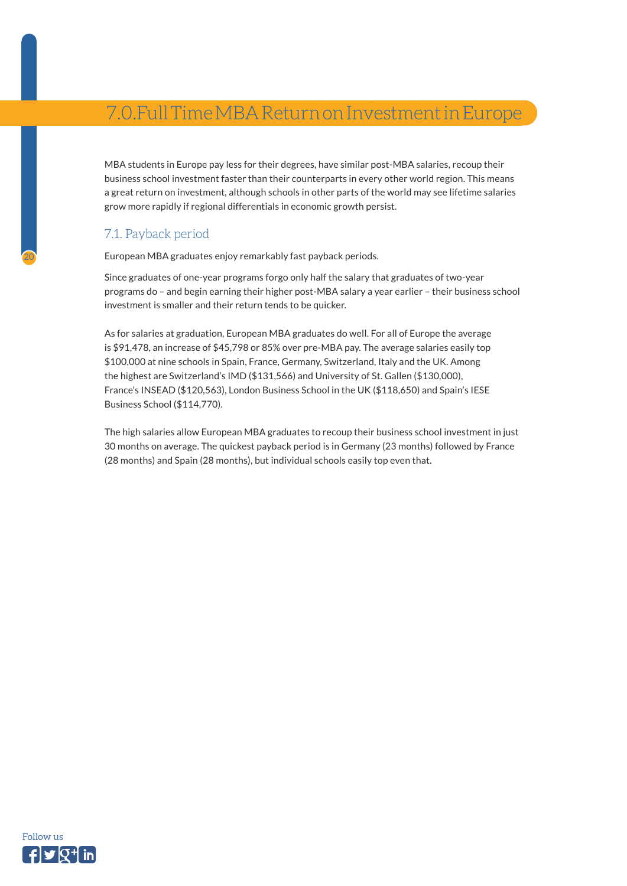# 7.0. Full Time MBA Return on Investment in Europe

MBA students in Europe pay less for their degrees, have similar post-MBA salaries, recoup their business school investment faster than their counterparts in every other world region. This means a great return on investment, although schools in other parts of the world may see lifetime salaries grow more rapidly if regional differentials in economic growth persist.

## 7.1. Payback period

European MBA graduates enjoy remarkably fast payback periods.

Since graduates of one-year programs forgo only half the salary that graduates of two-year programs do – and begin earning their higher post-MBA salary a year earlier – their business school investment is smaller and their return tends to be quicker.

As for salaries at graduation, European MBA graduates do well. For all of Europe the average is $91,478, an increase of $45,798 or 85% over pre-MBA pay. The average salaries easily top $100,000 at nine schools in Spain, France, Germany, Switzerland, Italy and the UK. Among the highest are Switzerland's IMD ($131,566) and University of St. Gallen ($130,000), France's INSEAD ($120,563), London Business School in the UK ($118,650) and Spain's IESE Business School ($114,770).

The high salaries allow European MBA graduates to recoup their business school investment in just 30 months on average. The quickest payback period is in Germany (23 months) followed by France (28 months) and Spain (28 months), but individual schools easily top even that.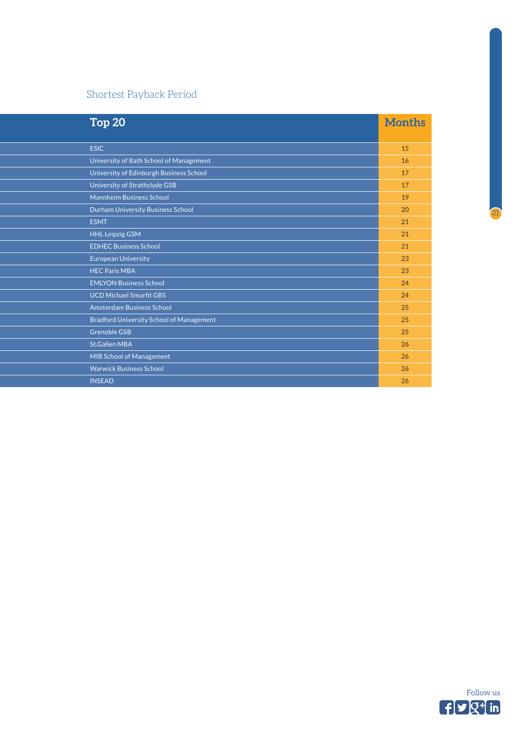## Shortest Payback Period

| Top 20 | Months |
|---|---|
| ESIC | 15 |
| University of Bath School of Management | 16 |
| University of Edinburgh Business School | 17 |
| University of Strathclyde GSB | 17 |
| Mannheim Business School | 19 |
| Durham University Business School | 20 |
| ESMT | 21 |
| HHL Leipzig GSM | 21 |
| EDHEC Business School | 21 |
| European University | 23 |
| HEC Paris MBA | 23 |
| EMLYON Business School | 24 |
| UCD Michael Smurfit GBS | 24 |
| Amsterdam Business School | 25 |
| Bradford University School of Management | 25 |
| Grenoble GSB | 25 |
| St.Gallen MBA | 26 |
| MIB School of Management | 26 |
| Warwick Business School | 26 |
| INSEAD | 26 |

Follow us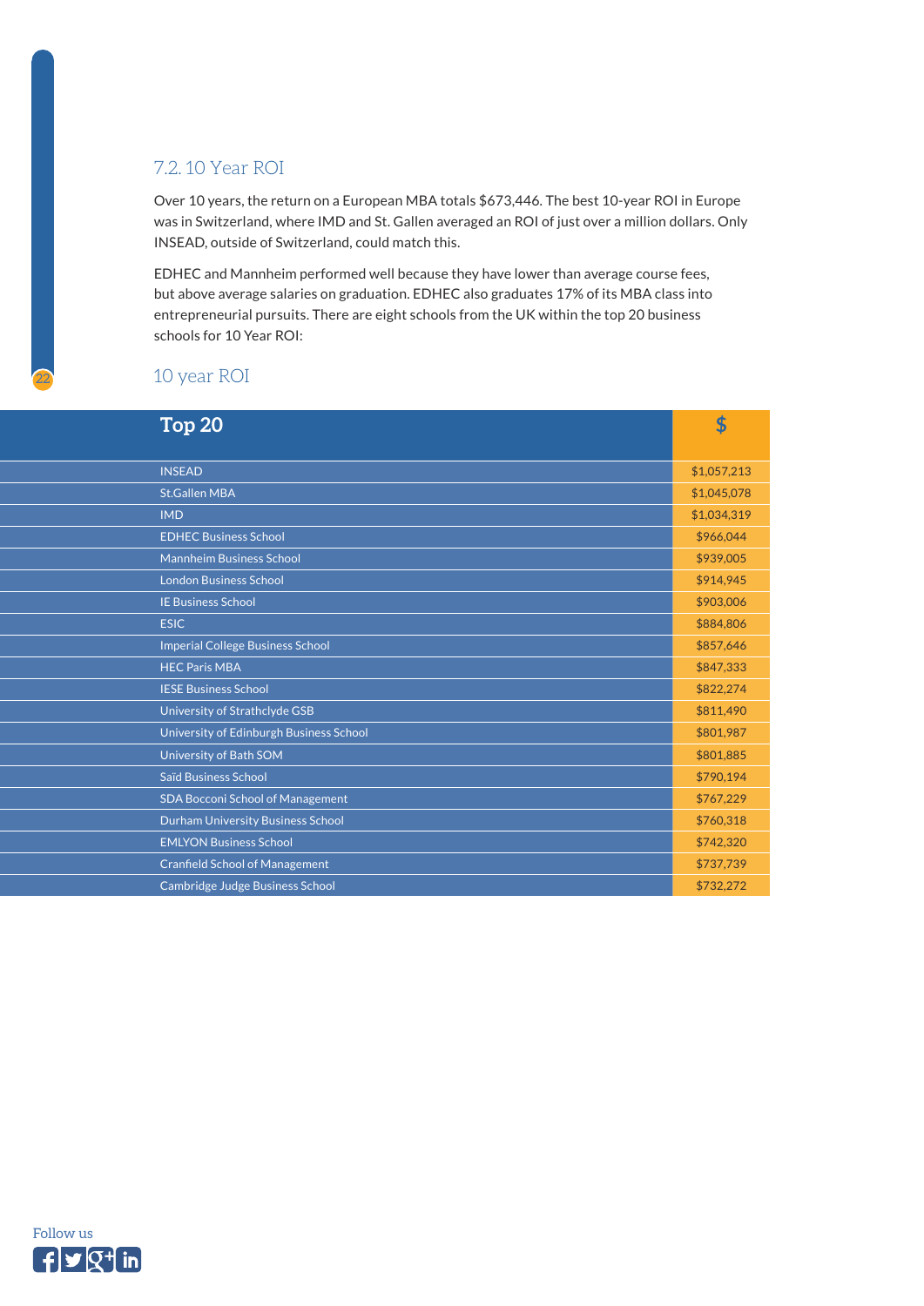## 7.2. 10 Year ROI

Over 10 years, the return on a European MBA totals $673,446. The best 10-year ROI in Europe was in Switzerland, where IMD and St. Gallen averaged an ROI of just over a million dollars. Only INSEAD, outside of Switzerland, could match this.

EDHEC and Mannheim performed well because they have lower than average course fees, but above average salaries on graduation. EDHEC also graduates 17% of its MBA class into entrepreneurial pursuits. There are eight schools from the UK within the top 20 business schools for 10 Year ROI:

### 10 year ROI

| Top 20 | $ |
|---|---|
| INSEAD | $1,057,213 |
| St.Gallen MBA | $1,045,078 |
| IMD | $1,034,319 |
| EDHEC Business School | $966,044 |
| Mannheim Business School | $939,005 |
| London Business School | $914,945 |
| IE Business School | $903,006 |
| ESIC | $884,806 |
| Imperial College Business School | $857,646 |
| HEC Paris MBA | $847,333 |
| IESE Business School | $822,274 |
| University of Strathclyde GSB | $811,490 |
| University of Edinburgh Business School | $801,987 |
| University of Bath SOM | $801,885 |
| Saïd Business School | $790,194 |
| SDA Bocconi School of Management | $767,229 |
| Durham University Business School | $760,318 |
| EMLYON Business School | $742,320 |
| Cranfield School of Management | $737,739 |
| Cambridge Judge Business School | $732,272 |

Follow us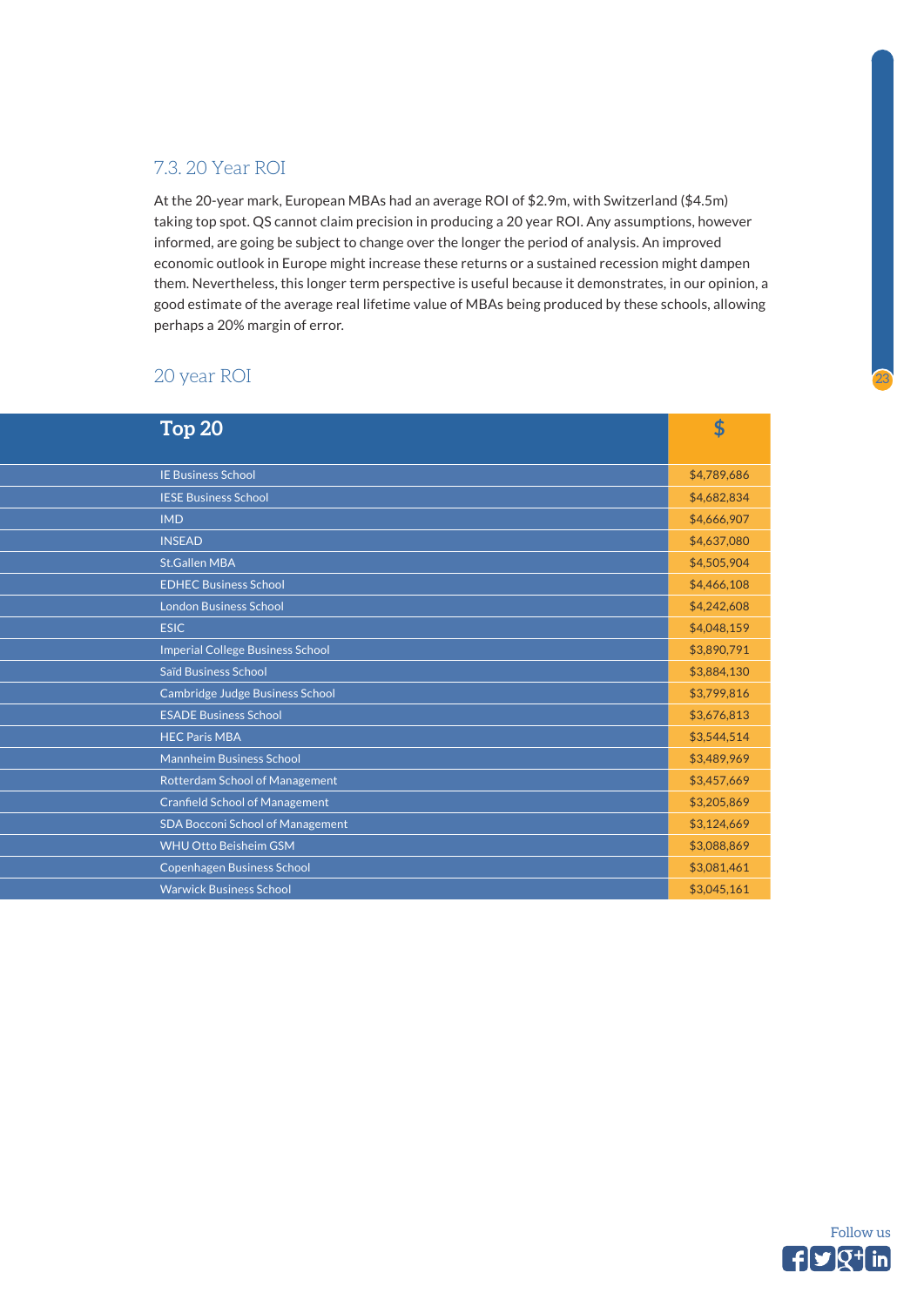## 7.3. 20 Year ROI

At the 20-year mark, European MBAs had an average ROI of $2.9m, with Switzerland ($4.5m) taking top spot. QS cannot claim precision in producing a 20 year ROI. Any assumptions, however informed, are going be subject to change over the longer the period of analysis. An improved economic outlook in Europe might increase these returns or a sustained recession might dampen them. Nevertheless, this longer term perspective is useful because it demonstrates, in our opinion, a good estimate of the average real lifetime value of MBAs being produced by these schools, allowing perhaps a 20% margin of error.

### 20 year ROI

| Top 20 | $ |
|---|---|
| IE Business School | $4,789,686 |
| IESE Business School | $4,682,834 |
| IMD | $4,666,907 |
| INSEAD | $4,637,080 |
| St.Gallen MBA | $4,505,904 |
| EDHEC Business School | $4,466,108 |
| London Business School | $4,242,608 |
| ESIC | $4,048,159 |
| Imperial College Business School | $3,890,791 |
| Saïd Business School | $3,884,130 |
| Cambridge Judge Business School | $3,799,816 |
| ESADE Business School | $3,676,813 |
| HEC Paris MBA | $3,544,514 |
| Mannheim Business School | $3,489,969 |
| Rotterdam School of Management | $3,457,669 |
| Cranfield School of Management | $3,205,869 |
| SDA Bocconi School of Management | $3,124,669 |
| WHU Otto Beisheim GSM | $3,088,869 |
| Copenhagen Business School | $3,081,461 |
| Warwick Business School | $3,045,161 |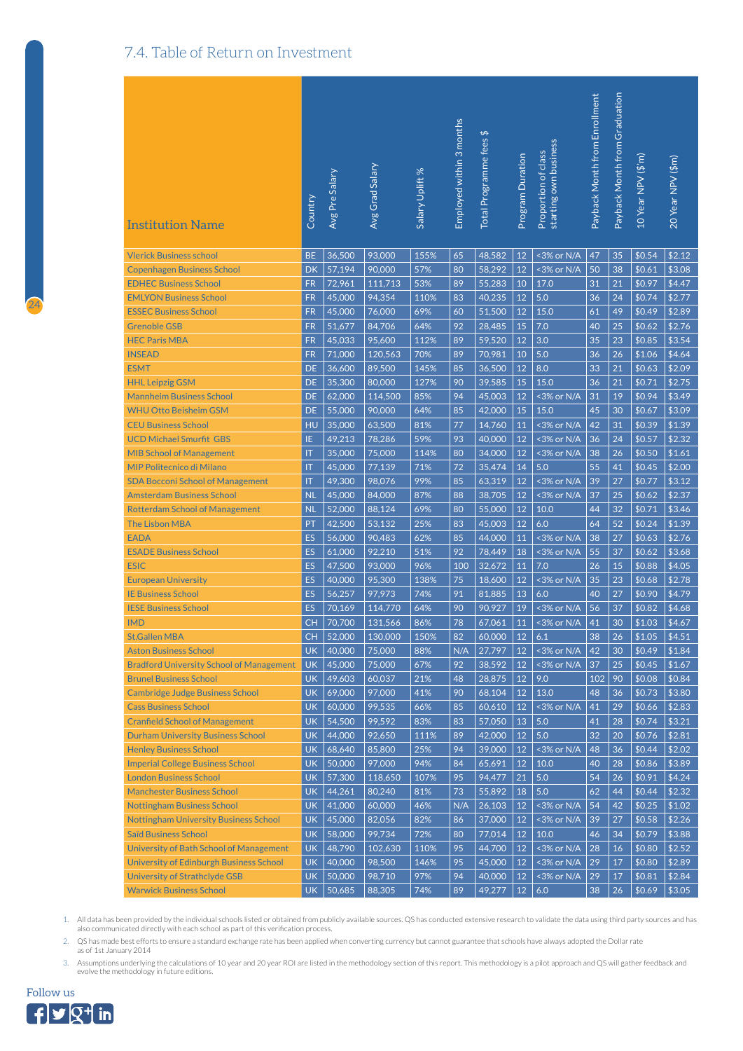## 7.4. Table of Return on Investment

| Institution Name | Country | Avg Pre Salary | Avg Grad Salary | Salary Uplift % | Employed within 3 months | Total Programme fees $ | Program Duration | Proportion of class starting own business | Payback Month from Enrollment | Payback Month from Graduation | 10 Year NPV ($'m) | 20 Year NPV ($m) |
|---|---|---|---|---|---|---|---|---|---|---|---|---|
| Vlerick Business school | BE | 36,500 | 93,000 | 155% | 65 | 48,582 | 12 | <3% or N/A | 47 | 35 | $0.54 | $2.12 |
| Copenhagen Business School | DK | 57,194 | 90,000 | 57% | 80 | 58,292 | 12 | <3% or N/A | 50 | 38 | $0.61 | $3.08 |
| EDHEC Business School | FR | 72,961 | 111,713 | 53% | 89 | 55,283 | 10 | 17.0 | 31 | 21 | $0.97 | $4.47 |
| EMLYON Business School | FR | 45,000 | 94,354 | 110% | 83 | 40,235 | 12 | 5.0 | 36 | 24 | $0.74 | $2.77 |
| ESSEC Business School | FR | 45,000 | 76,000 | 69% | 60 | 51,500 | 12 | 15.0 | 61 | 49 | $0.49 | $2.89 |
| Grenoble GSB | FR | 51,677 | 84,706 | 64% | 92 | 28,485 | 15 | 7.0 | 40 | 25 | $0.62 | $2.76 |
| HEC Paris MBA | FR | 45,033 | 95,600 | 112% | 89 | 59,520 | 12 | 3.0 | 35 | 23 | $0.85 | $3.54 |
| INSEAD | FR | 71,000 | 120,563 | 70% | 89 | 70,981 | 10 | 5.0 | 36 | 26 | $1.06 | $4.64 |
| ESMT | DE | 36,600 | 89,500 | 145% | 85 | 36,500 | 12 | 8.0 | 33 | 21 | $0.63 | $2.09 |
| HHL Leipzig GSM | DE | 35,300 | 80,000 | 127% | 90 | 39,585 | 15 | 15.0 | 36 | 21 | $0.71 | $2.75 |
| Mannheim Business School | DE | 62,000 | 114,500 | 85% | 94 | 45,003 | 12 | <3% or N/A | 31 | 19 | $0.94 | $3.49 |
| WHU Otto Beisheim GSM | DE | 55,000 | 90,000 | 64% | 85 | 42,000 | 15 | 15.0 | 45 | 30 | $0.67 | $3.09 |
| CEU Business School | HU | 35,000 | 63,500 | 81% | 77 | 14,760 | 11 | <3% or N/A | 42 | 31 | $0.39 | $1.39 |
| UCD Michael Smurfit GBS | IE | 49,213 | 78,286 | 59% | 93 | 40,000 | 12 | <3% or N/A | 36 | 24 | $0.57 | $2.32 |
| MIB School of Management | IT | 35,000 | 75,000 | 114% | 80 | 34,000 | 12 | <3% or N/A | 38 | 26 | $0.50 | $1.61 |
| MIP Politecnico di Milano | IT | 45,000 | 77,139 | 71% | 72 | 35,474 | 14 | 5.0 | 55 | 41 | $0.45 | $2.00 |
| SDA Bocconi School of Management | IT | 49,300 | 98,076 | 99% | 85 | 63,319 | 12 | <3% or N/A | 39 | 27 | $0.77 | $3.12 |
| Amsterdam Business School | NL | 45,000 | 84,000 | 87% | 88 | 38,705 | 12 | <3% or N/A | 37 | 25 | $0.62 | $2.37 |
| Rotterdam School of Management | NL | 52,000 | 88,124 | 69% | 80 | 55,000 | 12 | 10.0 | 44 | 32 | $0.71 | $3.46 |
| The Lisbon MBA | PT | 42,500 | 53,132 | 25% | 83 | 45,003 | 12 | 6.0 | 64 | 52 | $0.24 | $1.39 |
| EADA | ES | 56,000 | 90,483 | 62% | 85 | 44,000 | 11 | <3% or N/A | 38 | 27 | $0.63 | $2.76 |
| ESADE Business School | ES | 61,000 | 92,210 | 51% | 92 | 78,449 | 18 | <3% or N/A | 55 | 37 | $0.62 | $3.68 |
| ESIC | ES | 47,500 | 93,000 | 96% | 100 | 32,672 | 11 | 7.0 | 26 | 15 | $0.88 | $4.05 |
| European University | ES | 40,000 | 95,300 | 138% | 75 | 18,600 | 12 | <3% or N/A | 35 | 23 | $0.68 | $2.78 |
| IE Business School | ES | 56,257 | 97,973 | 74% | 91 | 81,885 | 13 | 6.0 | 40 | 27 | $0.90 | $4.79 |
| IESE Business School | ES | 70,169 | 114,770 | 64% | 90 | 90,927 | 19 | <3% or N/A | 56 | 37 | $0.82 | $4.68 |
| IMD | CH | 70,700 | 131,566 | 86% | 78 | 67,061 | 11 | <3% or N/A | 41 | 30 | $1.03 | $4.67 |
| St.Gallen MBA | CH | 52,000 | 130,000 | 150% | 82 | 60,000 | 12 | 6.1 | 38 | 26 | $1.05 | $4.51 |
| Aston Business School | UK | 40,000 | 75,000 | 88% | N/A | 27,797 | 12 | <3% or N/A | 42 | 30 | $0.49 | $1.84 |
| Bradford University School of Management | UK | 45,000 | 75,000 | 67% | 92 | 38,592 | 12 | <3% or N/A | 37 | 25 | $0.45 | $1.67 |
| Brunel Business School | UK | 49,603 | 60,037 | 21% | 48 | 28,875 | 12 | 9.0 | 102 | 90 | $0.08 | $0.84 |
| Cambridge Judge Business School | UK | 69,000 | 97,000 | 41% | 90 | 68,104 | 12 | 13.0 | 48 | 36 | $0.73 | $3.80 |
| Cass Business School | UK | 60,000 | 99,535 | 66% | 85 | 60,610 | 12 | <3% or N/A | 41 | 29 | $0.66 | $2.83 |
| Cranfield School of Management | UK | 54,500 | 99,592 | 83% | 83 | 57,050 | 13 | 5.0 | 41 | 28 | $0.74 | $3.21 |
| Durham University Business School | UK | 44,000 | 92,650 | 111% | 89 | 42,000 | 12 | 5.0 | 32 | 20 | $0.76 | $2.81 |
| Henley Business School | UK | 68,640 | 85,800 | 25% | 94 | 39,000 | 12 | <3% or N/A | 48 | 36 | $0.44 | $2.02 |
| Imperial College Business School | UK | 50,000 | 97,000 | 94% | 84 | 65,691 | 12 | 10.0 | 40 | 28 | $0.86 | $3.89 |
| London Business School | UK | 57,300 | 118,650 | 107% | 95 | 94,477 | 21 | 5.0 | 54 | 26 | $0.91 | $4.24 |
| Manchester Business School | UK | 44,261 | 80,240 | 81% | 73 | 55,892 | 18 | 5.0 | 62 | 44 | $0.44 | $2.32 |
| Nottingham Business School | UK | 41,000 | 60,000 | 46% | N/A | 26,103 | 12 | <3% or N/A | 54 | 42 | $0.25 | $1.02 |
| Nottingham University Business School | UK | 45,000 | 82,056 | 82% | 86 | 37,000 | 12 | <3% or N/A | 39 | 27 | $0.58 | $2.26 |
| Saïd Business School | UK | 58,000 | 99,734 | 72% | 80 | 77,014 | 12 | 10.0 | 46 | 34 | $0.79 | $3.88 |
| University of Bath School of Management | UK | 48,790 | 102,630 | 110% | 95 | 44,700 | 12 | <3% or N/A | 28 | 16 | $0.80 | $2.52 |
| University of Edinburgh Business School | UK | 40,000 | 98,500 | 146% | 95 | 45,000 | 12 | <3% or N/A | 29 | 17 | $0.80 | $2.89 |
| University of Strathclyde GSB | UK | 50,000 | 98,710 | 97% | 94 | 40,000 | 12 | <3% or N/A | 29 | 17 | $0.81 | $2.84 |
| Warwick Business School | UK | 50,685 | 88,305 | 74% | 89 | 49,277 | 12 | 6.0 | 38 | 26 | $0.69 | $3.05 |

1. All data has been provided by the individual schools listed or obtained from publicly available sources. QS has conducted extensive research to validate the data using third party sources and has also communicated directly with each school as part of this verification process.
2. QS has made best efforts to ensure a standard exchange rate has been applied when converting currency but cannot guarantee that schools have always adopted the Dollar rate as of 1st January 2014
3. Assumptions underlying the calculations of 10 year and 20 year ROI are listed in the methodology section of this report. This methodology is a pilot approach and QS will gather feedback and evolve the methodology in future editions.

Follow us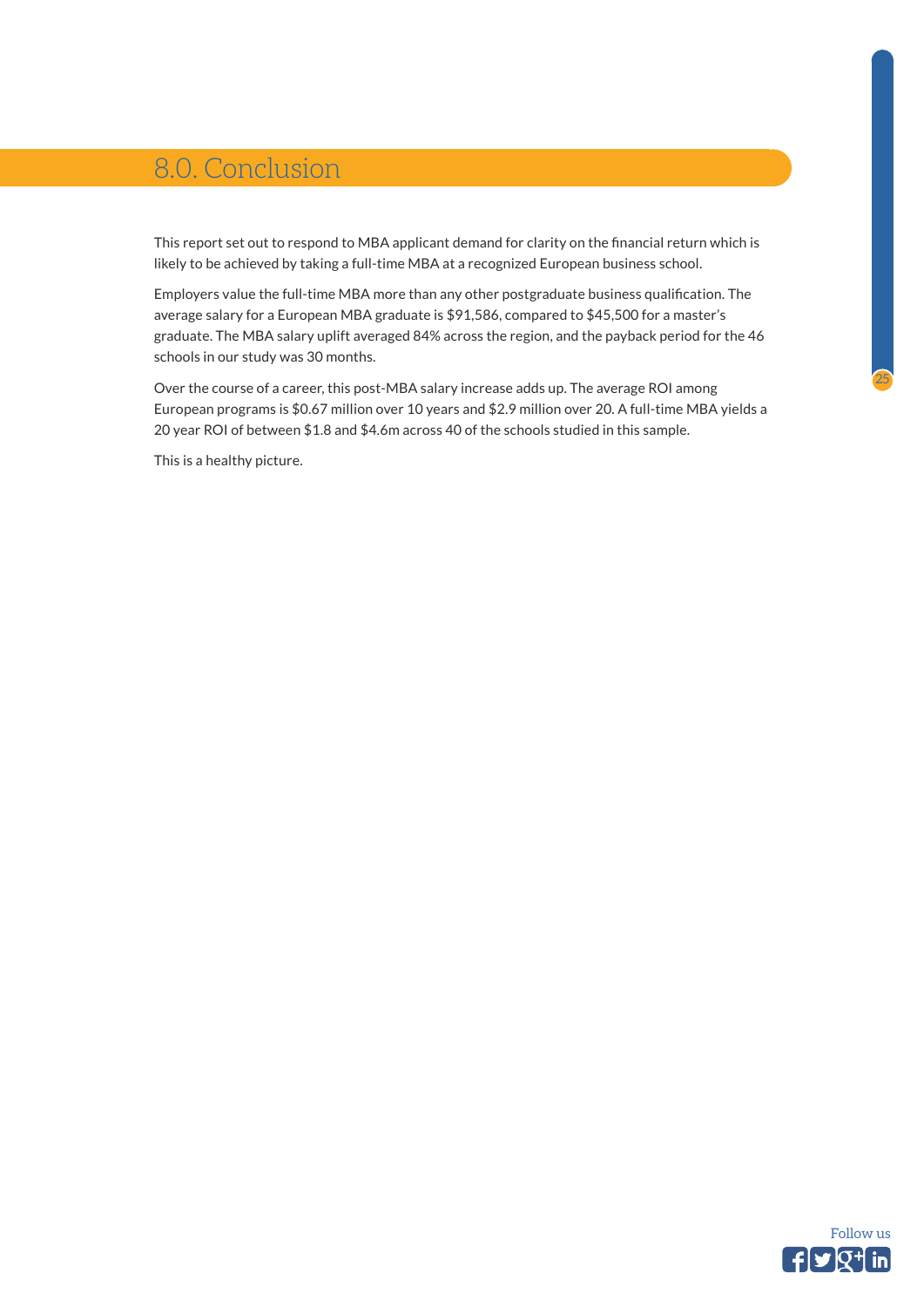# 8.0. Conclusion

This report set out to respond to MBA applicant demand for clarity on the financial return which is likely to be achieved by taking a full-time MBA at a recognized European business school.

Employers value the full-time MBA more than any other postgraduate business qualification. The average salary for a European MBA graduate is $91,586, compared to $45,500 for a master's graduate. The MBA salary uplift averaged 84% across the region, and the payback period for the 46 schools in our study was 30 months.

Over the course of a career, this post-MBA salary increase adds up. The average ROI among European programs is $0.67 million over 10 years and $2.9 million over 20. A full-time MBA yields a 20 year ROI of between $1.8 and $4.6m across 40 of the schools studied in this sample.

This is a healthy picture.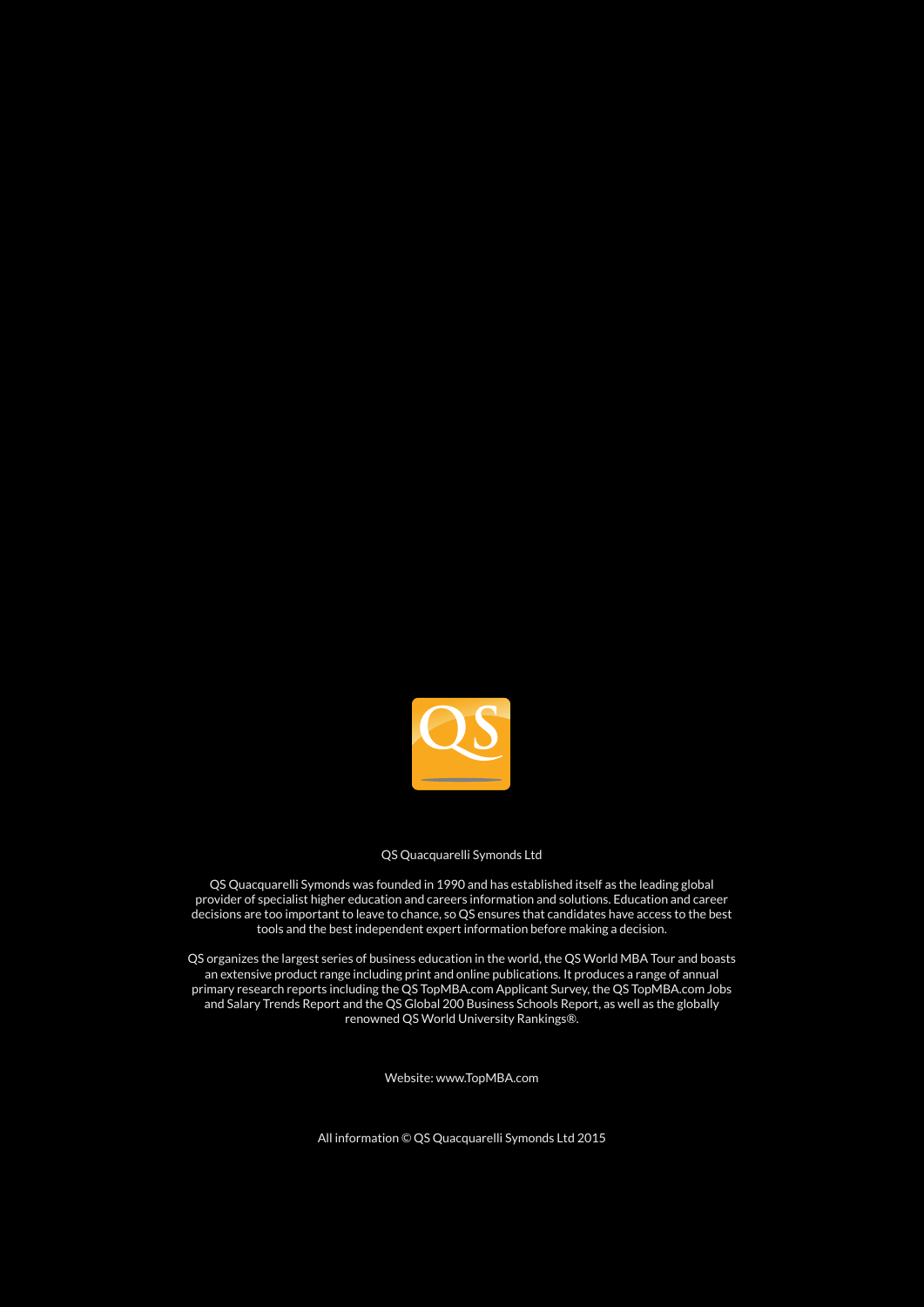QS Quacquarelli Symonds Ltd

QS Quacquarelli Symonds was founded in 1990 and has established itself as the leading global provider of specialist higher education and careers information and solutions. Education and career decisions are too important to leave to chance, so QS ensures that candidates have access to the best tools and the best independent expert information before making a decision.

QS organizes the largest series of business education in the world, the QS World MBA Tour and boasts an extensive product range including print and online publications. It produces a range of annual primary research reports including the QS TopMBA.com Applicant Survey, the QS TopMBA.com Jobs and Salary Trends Report and the QS Global 200 Business Schools Report, as well as the globally renowned QS World University Rankings®.

Website: www.TopMBA.com

All information © QS Quacquarelli Symonds Ltd 2015